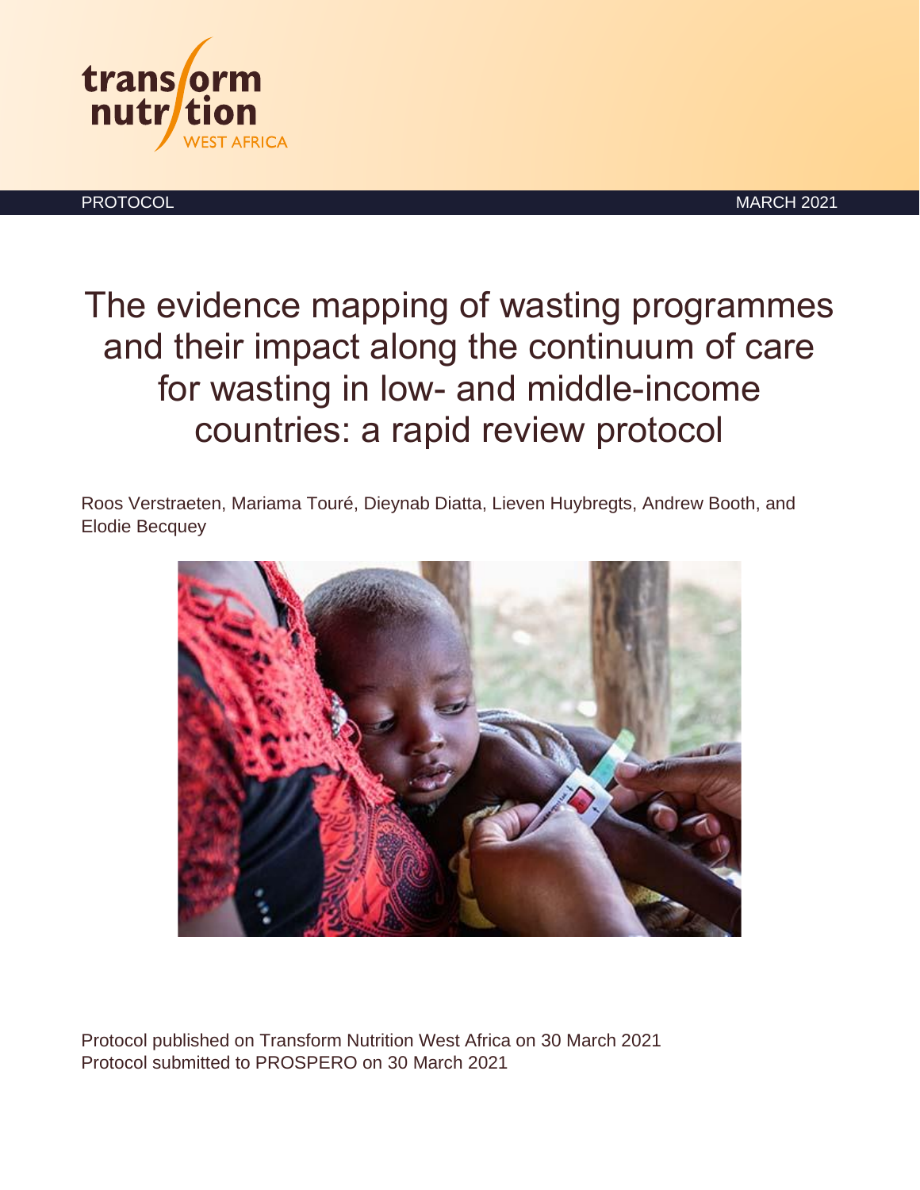transform nutrition WEST AFRICA

PROTOCOL MARCH 2021

# The evidence mapping of wasting programmes and their impact along the continuum of care for wasting in low- and middle-income countries: a rapid review protocol

Roos Verstraeten, Mariama Touré, Dieynab Diatta, Lieven Huybregts, Andrew Booth, and Elodie Becquey

Protocol published on Transform Nutrition West Africa on 30 March 2021
Protocol submitted to PROSPERO on 30 March 2021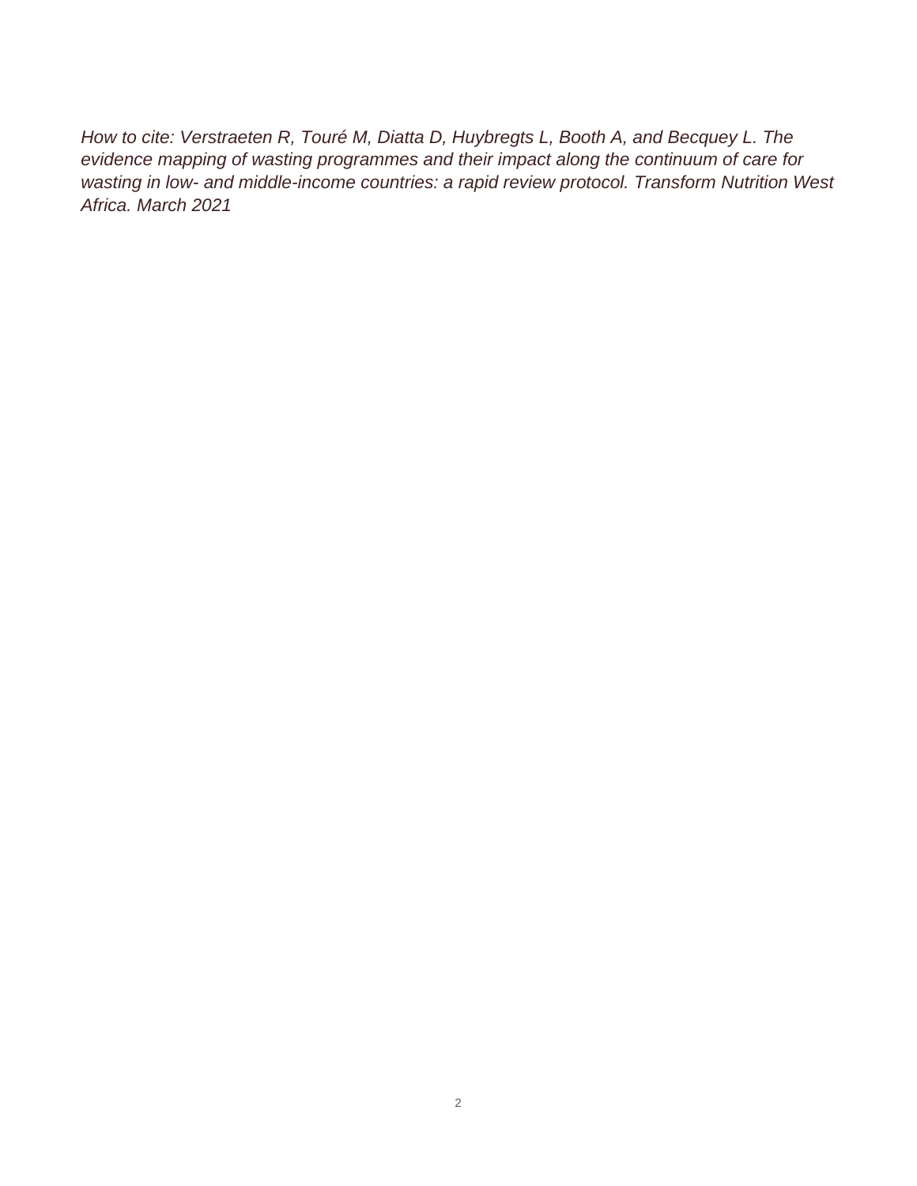*How to cite: Verstraeten R, Touré M, Diatta D, Huybregts L, Booth A, and Becquey L. The evidence mapping of wasting programmes and their impact along the continuum of care for wasting in low- and middle-income countries: a rapid review protocol. Transform Nutrition West Africa. March 2021*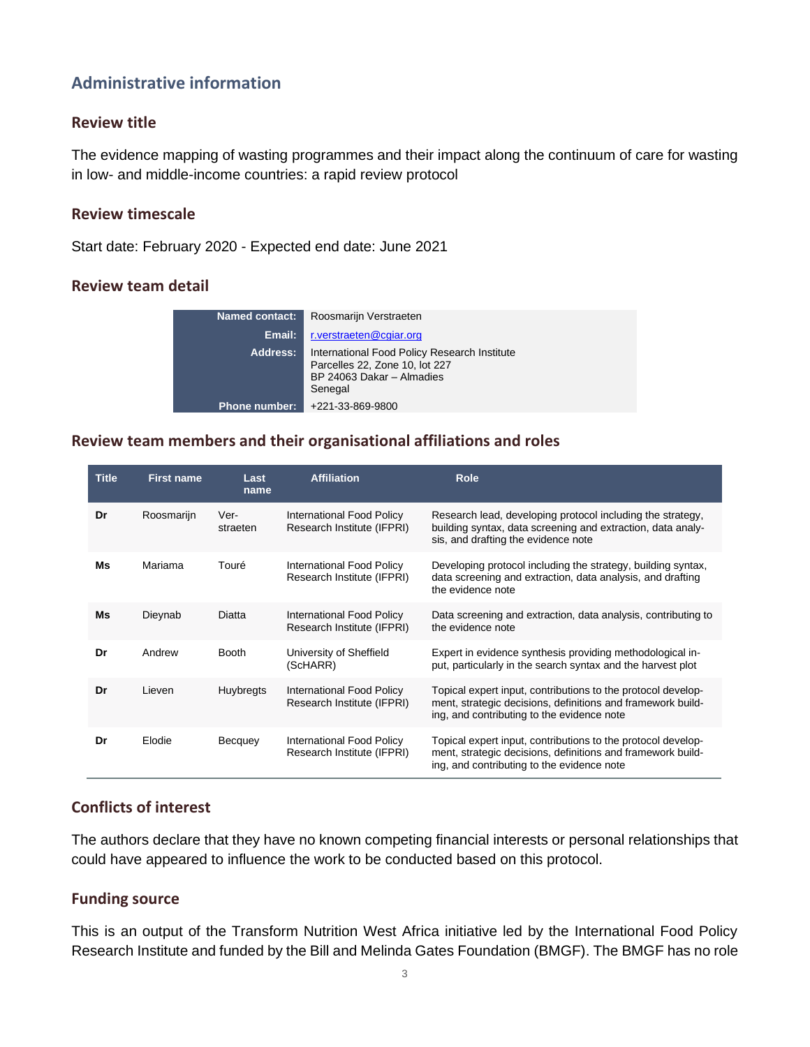## Administrative information

### Review title

The evidence mapping of wasting programmes and their impact along the continuum of care for wasting in low- and middle-income countries: a rapid review protocol

### Review timescale

Start date: February 2020 - Expected end date: June 2021

### Review team detail

| | |
|---|---|
| **Named contact:** | Roosmarijn Verstraeten |
| **Email:** | r.verstraeten@cgiar.org |
| **Address:** | International Food Policy Research Institute<br>Parcelles 22, Zone 10, lot 227<br>BP 24063 Dakar – Almadies<br>Senegal |
| **Phone number:** | +221-33-869-9800 |

### Review team members and their organisational affiliations and roles

| Title | First name | Last name | Affiliation | Role |
|---|---|---|---|---|
| **Dr** | Roosmarijn | Verstraeten | International Food Policy Research Institute (IFPRI) | Research lead, developing protocol including the strategy, building syntax, data screening and extraction, data analysis, and drafting the evidence note |
| **Ms** | Mariama | Touré | International Food Policy Research Institute (IFPRI) | Developing protocol including the strategy, building syntax, data screening and extraction, data analysis, and drafting the evidence note |
| **Ms** | Dieynab | Diatta | International Food Policy Research Institute (IFPRI) | Data screening and extraction, data analysis, contributing to the evidence note |
| **Dr** | Andrew | Booth | University of Sheffield (ScHARR) | Expert in evidence synthesis providing methodological input, particularly in the search syntax and the harvest plot |
| **Dr** | Lieven | Huybregts | International Food Policy Research Institute (IFPRI) | Topical expert input, contributions to the protocol development, strategic decisions, definitions and framework building, and contributing to the evidence note |
| **Dr** | Elodie | Becquey | International Food Policy Research Institute (IFPRI) | Topical expert input, contributions to the protocol development, strategic decisions, definitions and framework building, and contributing to the evidence note |

### Conflicts of interest

The authors declare that they have no known competing financial interests or personal relationships that could have appeared to influence the work to be conducted based on this protocol.

### Funding source

This is an output of the Transform Nutrition West Africa initiative led by the International Food Policy Research Institute and funded by the Bill and Melinda Gates Foundation (BMGF). The BMGF has no role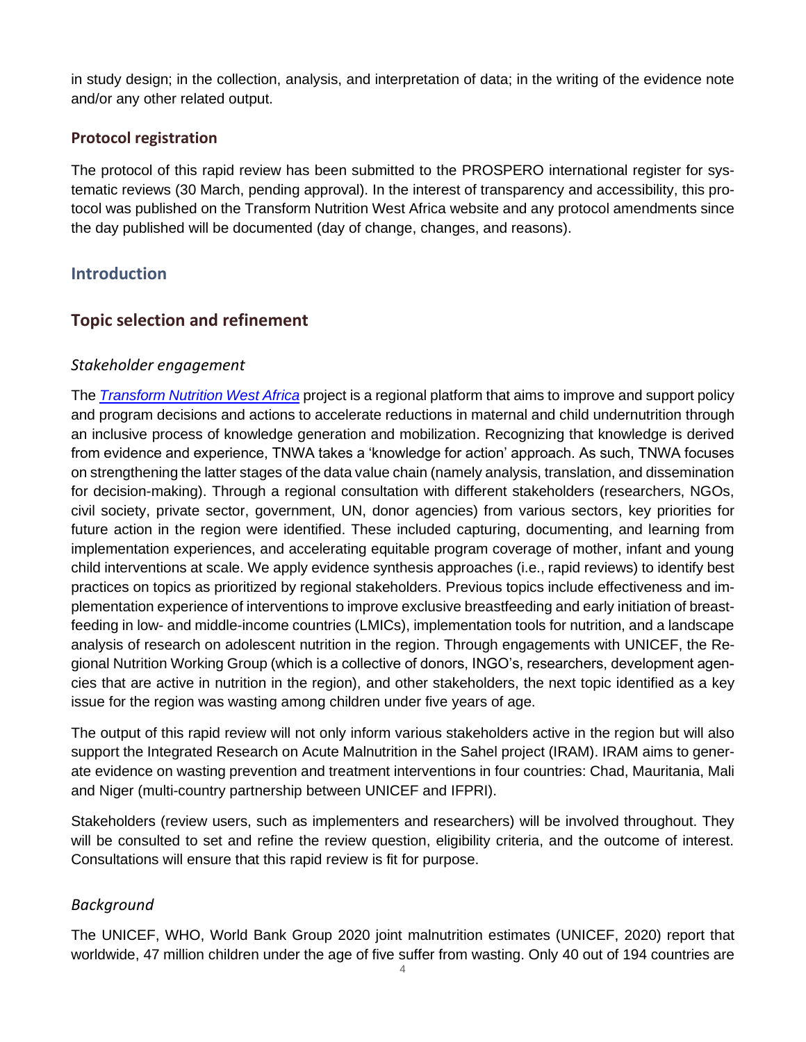in study design; in the collection, analysis, and interpretation of data; in the writing of the evidence note and/or any other related output.

### Protocol registration

The protocol of this rapid review has been submitted to the PROSPERO international register for systematic reviews (30 March, pending approval). In the interest of transparency and accessibility, this protocol was published on the Transform Nutrition West Africa website and any protocol amendments since the day published will be documented (day of change, changes, and reasons).

## Introduction

## Topic selection and refinement

### *Stakeholder engagement*

The *Transform Nutrition West Africa* project is a regional platform that aims to improve and support policy and program decisions and actions to accelerate reductions in maternal and child undernutrition through an inclusive process of knowledge generation and mobilization. Recognizing that knowledge is derived from evidence and experience, TNWA takes a 'knowledge for action' approach. As such, TNWA focuses on strengthening the latter stages of the data value chain (namely analysis, translation, and dissemination for decision-making). Through a regional consultation with different stakeholders (researchers, NGOs, civil society, private sector, government, UN, donor agencies) from various sectors, key priorities for future action in the region were identified. These included capturing, documenting, and learning from implementation experiences, and accelerating equitable program coverage of mother, infant and young child interventions at scale. We apply evidence synthesis approaches (i.e., rapid reviews) to identify best practices on topics as prioritized by regional stakeholders. Previous topics include effectiveness and implementation experience of interventions to improve exclusive breastfeeding and early initiation of breastfeeding in low- and middle-income countries (LMICs), implementation tools for nutrition, and a landscape analysis of research on adolescent nutrition in the region. Through engagements with UNICEF, the Regional Nutrition Working Group (which is a collective of donors, INGO's, researchers, development agencies that are active in nutrition in the region), and other stakeholders, the next topic identified as a key issue for the region was wasting among children under five years of age.

The output of this rapid review will not only inform various stakeholders active in the region but will also support the Integrated Research on Acute Malnutrition in the Sahel project (IRAM). IRAM aims to generate evidence on wasting prevention and treatment interventions in four countries: Chad, Mauritania, Mali and Niger (multi-country partnership between UNICEF and IFPRI).

Stakeholders (review users, such as implementers and researchers) will be involved throughout. They will be consulted to set and refine the review question, eligibility criteria, and the outcome of interest. Consultations will ensure that this rapid review is fit for purpose.

### *Background*

The UNICEF, WHO, World Bank Group 2020 joint malnutrition estimates (UNICEF, 2020) report that worldwide, 47 million children under the age of five suffer from wasting. Only 40 out of 194 countries are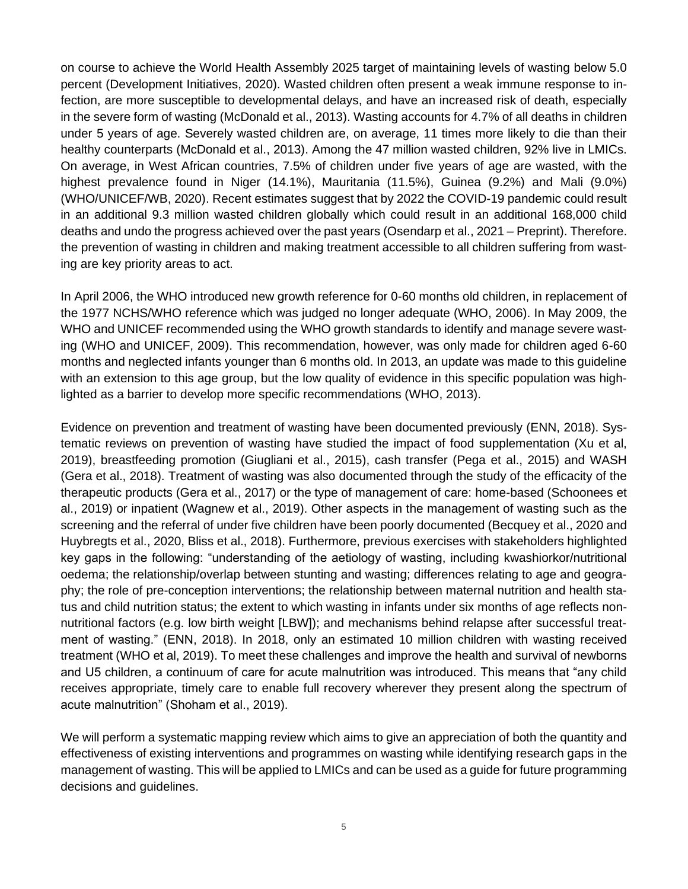on course to achieve the World Health Assembly 2025 target of maintaining levels of wasting below 5.0 percent (Development Initiatives, 2020). Wasted children often present a weak immune response to infection, are more susceptible to developmental delays, and have an increased risk of death, especially in the severe form of wasting (McDonald et al., 2013). Wasting accounts for 4.7% of all deaths in children under 5 years of age. Severely wasted children are, on average, 11 times more likely to die than their healthy counterparts (McDonald et al., 2013). Among the 47 million wasted children, 92% live in LMICs. On average, in West African countries, 7.5% of children under five years of age are wasted, with the highest prevalence found in Niger (14.1%), Mauritania (11.5%), Guinea (9.2%) and Mali (9.0%) (WHO/UNICEF/WB, 2020). Recent estimates suggest that by 2022 the COVID-19 pandemic could result in an additional 9.3 million wasted children globally which could result in an additional 168,000 child deaths and undo the progress achieved over the past years (Osendarp et al., 2021 – Preprint). Therefore. the prevention of wasting in children and making treatment accessible to all children suffering from wasting are key priority areas to act.

In April 2006, the WHO introduced new growth reference for 0-60 months old children, in replacement of the 1977 NCHS/WHO reference which was judged no longer adequate (WHO, 2006). In May 2009, the WHO and UNICEF recommended using the WHO growth standards to identify and manage severe wasting (WHO and UNICEF, 2009). This recommendation, however, was only made for children aged 6-60 months and neglected infants younger than 6 months old. In 2013, an update was made to this guideline with an extension to this age group, but the low quality of evidence in this specific population was highlighted as a barrier to develop more specific recommendations (WHO, 2013).

Evidence on prevention and treatment of wasting have been documented previously (ENN, 2018). Systematic reviews on prevention of wasting have studied the impact of food supplementation (Xu et al, 2019), breastfeeding promotion (Giugliani et al., 2015), cash transfer (Pega et al., 2015) and WASH (Gera et al., 2018). Treatment of wasting was also documented through the study of the efficacity of the therapeutic products (Gera et al., 2017) or the type of management of care: home-based (Schoonees et al., 2019) or inpatient (Wagnew et al., 2019). Other aspects in the management of wasting such as the screening and the referral of under five children have been poorly documented (Becquey et al., 2020 and Huybregts et al., 2020, Bliss et al., 2018). Furthermore, previous exercises with stakeholders highlighted key gaps in the following: "understanding of the aetiology of wasting, including kwashiorkor/nutritional oedema; the relationship/overlap between stunting and wasting; differences relating to age and geography; the role of pre-conception interventions; the relationship between maternal nutrition and health status and child nutrition status; the extent to which wasting in infants under six months of age reflects non-nutritional factors (e.g. low birth weight [LBW]); and mechanisms behind relapse after successful treatment of wasting." (ENN, 2018). In 2018, only an estimated 10 million children with wasting received treatment (WHO et al, 2019). To meet these challenges and improve the health and survival of newborns and U5 children, a continuum of care for acute malnutrition was introduced. This means that "any child receives appropriate, timely care to enable full recovery wherever they present along the spectrum of acute malnutrition" (Shoham et al., 2019).

We will perform a systematic mapping review which aims to give an appreciation of both the quantity and effectiveness of existing interventions and programmes on wasting while identifying research gaps in the management of wasting. This will be applied to LMICs and can be used as a guide for future programming decisions and guidelines.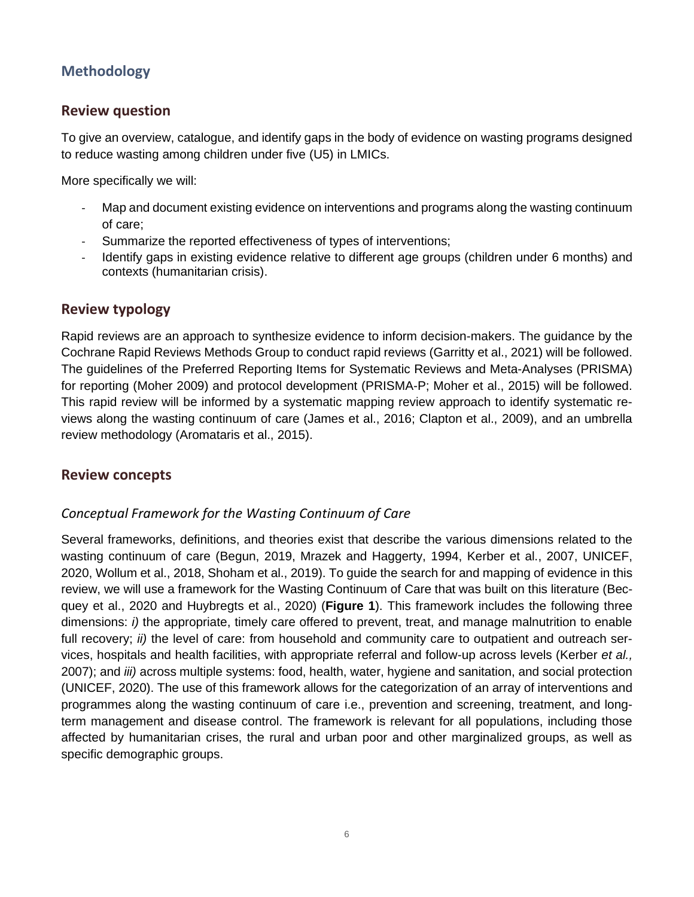# Methodology

## Review question

To give an overview, catalogue, and identify gaps in the body of evidence on wasting programs designed to reduce wasting among children under five (U5) in LMICs.

More specifically we will:

- Map and document existing evidence on interventions and programs along the wasting continuum of care;
- Summarize the reported effectiveness of types of interventions;
- Identify gaps in existing evidence relative to different age groups (children under 6 months) and contexts (humanitarian crisis).

## Review typology

Rapid reviews are an approach to synthesize evidence to inform decision-makers. The guidance by the Cochrane Rapid Reviews Methods Group to conduct rapid reviews (Garritty et al., 2021) will be followed. The guidelines of the Preferred Reporting Items for Systematic Reviews and Meta-Analyses (PRISMA) for reporting (Moher 2009) and protocol development (PRISMA-P; Moher et al., 2015) will be followed. This rapid review will be informed by a systematic mapping review approach to identify systematic reviews along the wasting continuum of care (James et al., 2016; Clapton et al., 2009), and an umbrella review methodology (Aromataris et al., 2015).

## Review concepts

### *Conceptual Framework for the Wasting Continuum of Care*

Several frameworks, definitions, and theories exist that describe the various dimensions related to the wasting continuum of care (Begun, 2019, Mrazek and Haggerty, 1994, Kerber et al., 2007, UNICEF, 2020, Wollum et al., 2018, Shoham et al., 2019). To guide the search for and mapping of evidence in this review, we will use a framework for the Wasting Continuum of Care that was built on this literature (Becquey et al., 2020 and Huybregts et al., 2020) (**Figure 1**). This framework includes the following three dimensions: *i)* the appropriate, timely care offered to prevent, treat, and manage malnutrition to enable full recovery; *ii)* the level of care: from household and community care to outpatient and outreach services, hospitals and health facilities, with appropriate referral and follow-up across levels (Kerber *et al.,* 2007); and *iii)* across multiple systems: food, health, water, hygiene and sanitation, and social protection (UNICEF, 2020). The use of this framework allows for the categorization of an array of interventions and programmes along the wasting continuum of care i.e., prevention and screening, treatment, and long-term management and disease control. The framework is relevant for all populations, including those affected by humanitarian crises, the rural and urban poor and other marginalized groups, as well as specific demographic groups.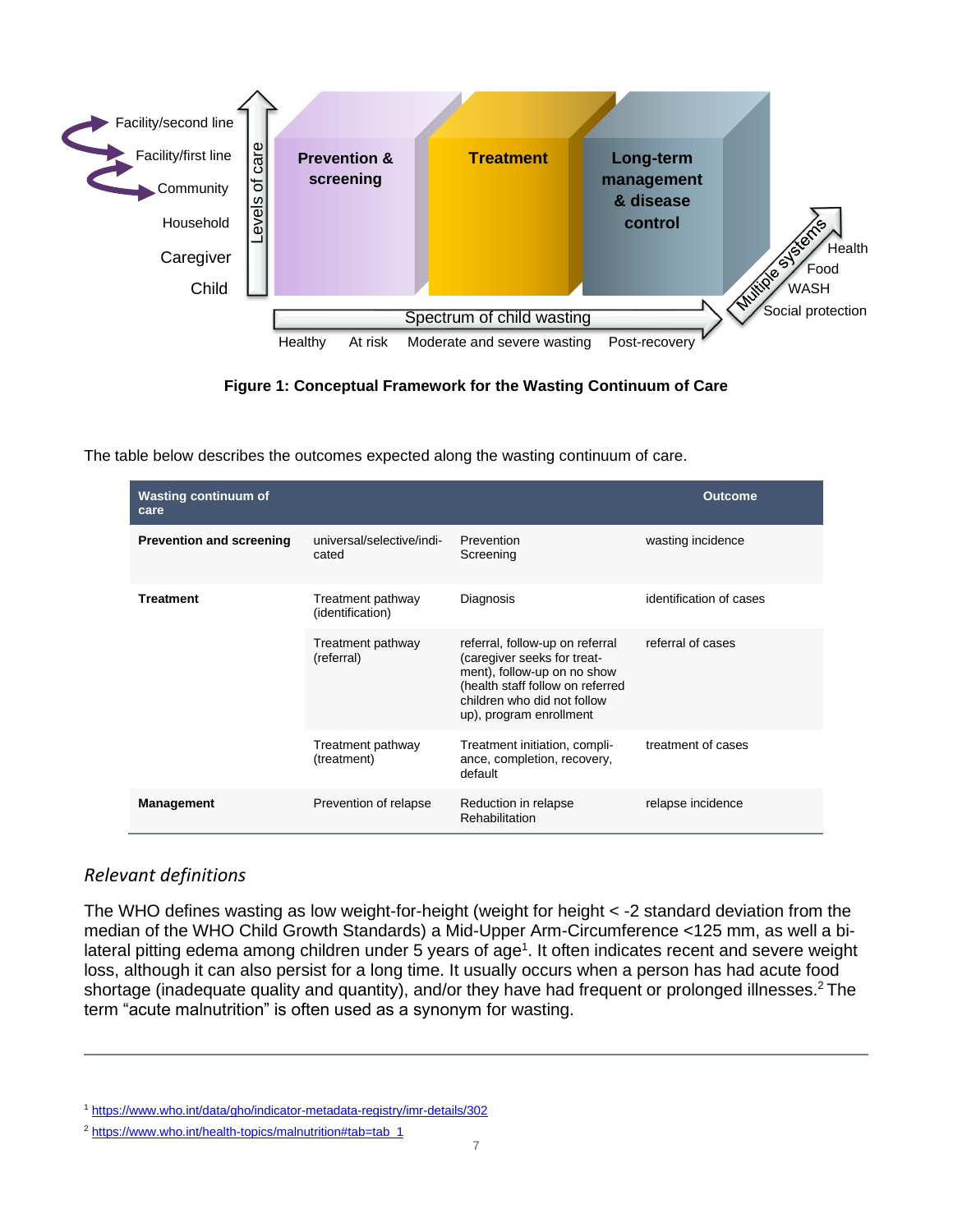Facility/second line

Facility/first line

Community

Household

Caregiver

Child

Levels of care

**Prevention & screening**

**Treatment**

**Long-term management & disease control**

Multiple systems

Health

Food

WASH

Social protection

Spectrum of child wasting

Healthy  At risk  Moderate and severe wasting  Post-recovery

**Figure 1: Conceptual Framework for the Wasting Continuum of Care**

The table below describes the outcomes expected along the wasting continuum of care.

| Wasting continuum of care | | | Outcome |
|---|---|---|---|
| **Prevention and screening** | universal/selective/indicated | Prevention<br>Screening | wasting incidence |
| **Treatment** | Treatment pathway (identification) | Diagnosis | identification of cases |
| | Treatment pathway (referral) | referral, follow-up on referral (caregiver seeks for treatment), follow-up on no show (health staff follow on referred children who did not follow up), program enrollment | referral of cases |
| | Treatment pathway (treatment) | Treatment initiation, compliance, completion, recovery, default | treatment of cases |
| **Management** | Prevention of relapse | Reduction in relapse<br>Rehabilitation | relapse incidence |

## *Relevant definitions*

The WHO defines wasting as low weight-for-height (weight for height < -2 standard deviation from the median of the WHO Child Growth Standards) a Mid-Upper Arm-Circumference <125 mm, as well a bi-lateral pitting edema among children under 5 years of age[1]. It often indicates recent and severe weight loss, although it can also persist for a long time. It usually occurs when a person has had acute food shortage (inadequate quality and quantity), and/or they have had frequent or prolonged illnesses.[2] The term "acute malnutrition" is often used as a synonym for wasting.

---

[1] https://www.who.int/data/gho/indicator-metadata-registry/imr-details/302

[2] https://www.who.int/health-topics/malnutrition#tab=tab_1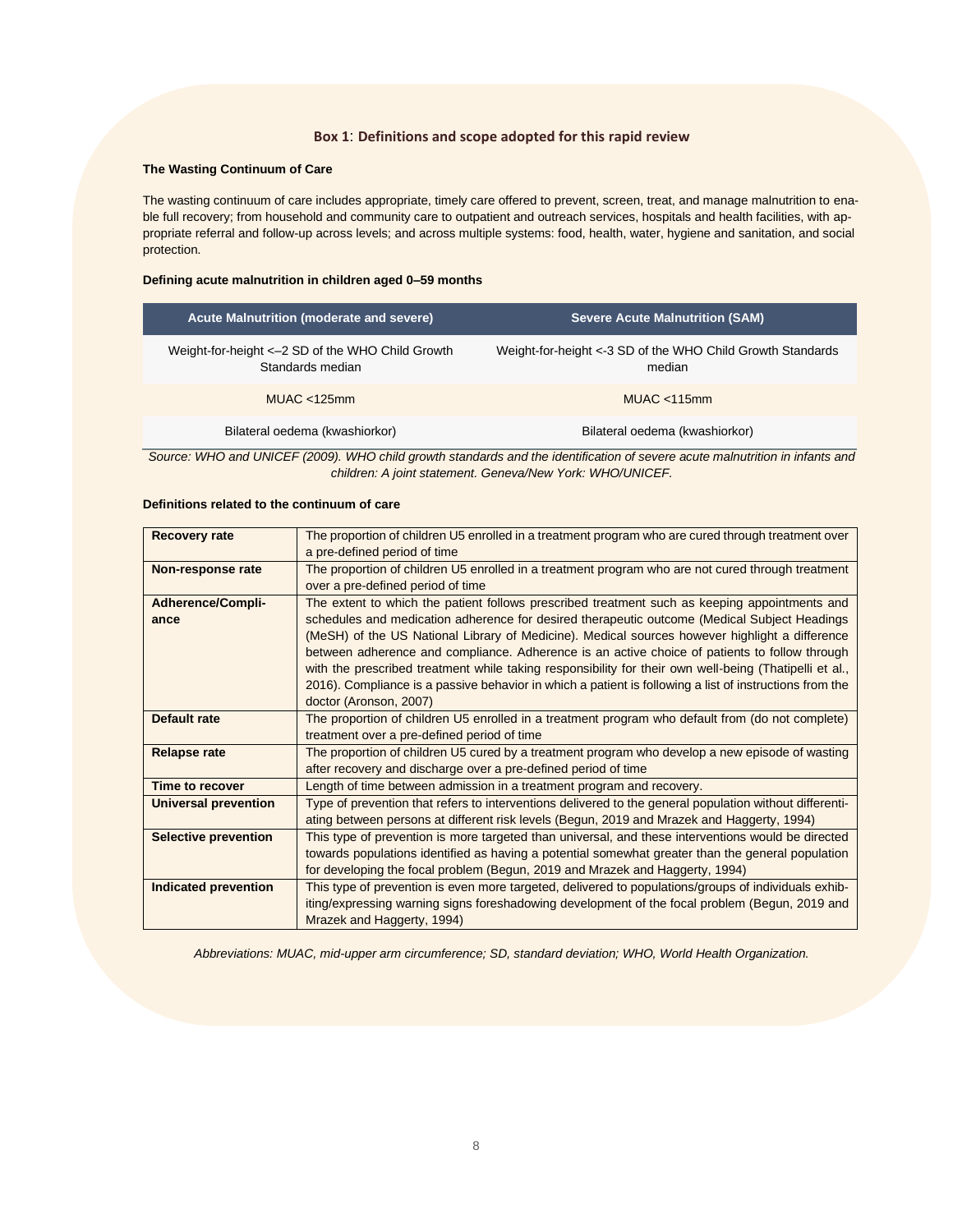### Box 1: Definitions and scope adopted for this rapid review

**The Wasting Continuum of Care**

The wasting continuum of care includes appropriate, timely care offered to prevent, screen, treat, and manage malnutrition to enable full recovery; from household and community care to outpatient and outreach services, hospitals and health facilities, with appropriate referral and follow-up across levels; and across multiple systems: food, health, water, hygiene and sanitation, and social protection.

**Defining acute malnutrition in children aged 0–59 months**

| Acute Malnutrition (moderate and severe) | Severe Acute Malnutrition (SAM) |
|---|---|
| Weight-for-height <–2 SD of the WHO Child Growth Standards median | Weight-for-height <-3 SD of the WHO Child Growth Standards median |
| MUAC <125mm | MUAC <115mm |
| Bilateral oedema (kwashiorkor) | Bilateral oedema (kwashiorkor) |

*Source: WHO and UNICEF (2009). WHO child growth standards and the identification of severe acute malnutrition in infants and children: A joint statement. Geneva/New York: WHO/UNICEF.*

**Definitions related to the continuum of care**

| | |
|---|---|
| **Recovery rate** | The proportion of children U5 enrolled in a treatment program who are cured through treatment over a pre-defined period of time |
| **Non-response rate** | The proportion of children U5 enrolled in a treatment program who are not cured through treatment over a pre-defined period of time |
| **Adherence/Compliance** | The extent to which the patient follows prescribed treatment such as keeping appointments and schedules and medication adherence for desired therapeutic outcome (Medical Subject Headings (MeSH) of the US National Library of Medicine). Medical sources however highlight a difference between adherence and compliance. Adherence is an active choice of patients to follow through with the prescribed treatment while taking responsibility for their own well-being (Thatipelli et al., 2016). Compliance is a passive behavior in which a patient is following a list of instructions from the doctor (Aronson, 2007) |
| **Default rate** | The proportion of children U5 enrolled in a treatment program who default from (do not complete) treatment over a pre-defined period of time |
| **Relapse rate** | The proportion of children U5 cured by a treatment program who develop a new episode of wasting after recovery and discharge over a pre-defined period of time |
| **Time to recover** | Length of time between admission in a treatment program and recovery. |
| **Universal prevention** | Type of prevention that refers to interventions delivered to the general population without differentiating between persons at different risk levels (Begun, 2019 and Mrazek and Haggerty, 1994) |
| **Selective prevention** | This type of prevention is more targeted than universal, and these interventions would be directed towards populations identified as having a potential somewhat greater than the general population for developing the focal problem (Begun, 2019 and Mrazek and Haggerty, 1994) |
| **Indicated prevention** | This type of prevention is even more targeted, delivered to populations/groups of individuals exhibiting/expressing warning signs foreshadowing development of the focal problem (Begun, 2019 and Mrazek and Haggerty, 1994) |

*Abbreviations: MUAC, mid-upper arm circumference; SD, standard deviation; WHO, World Health Organization.*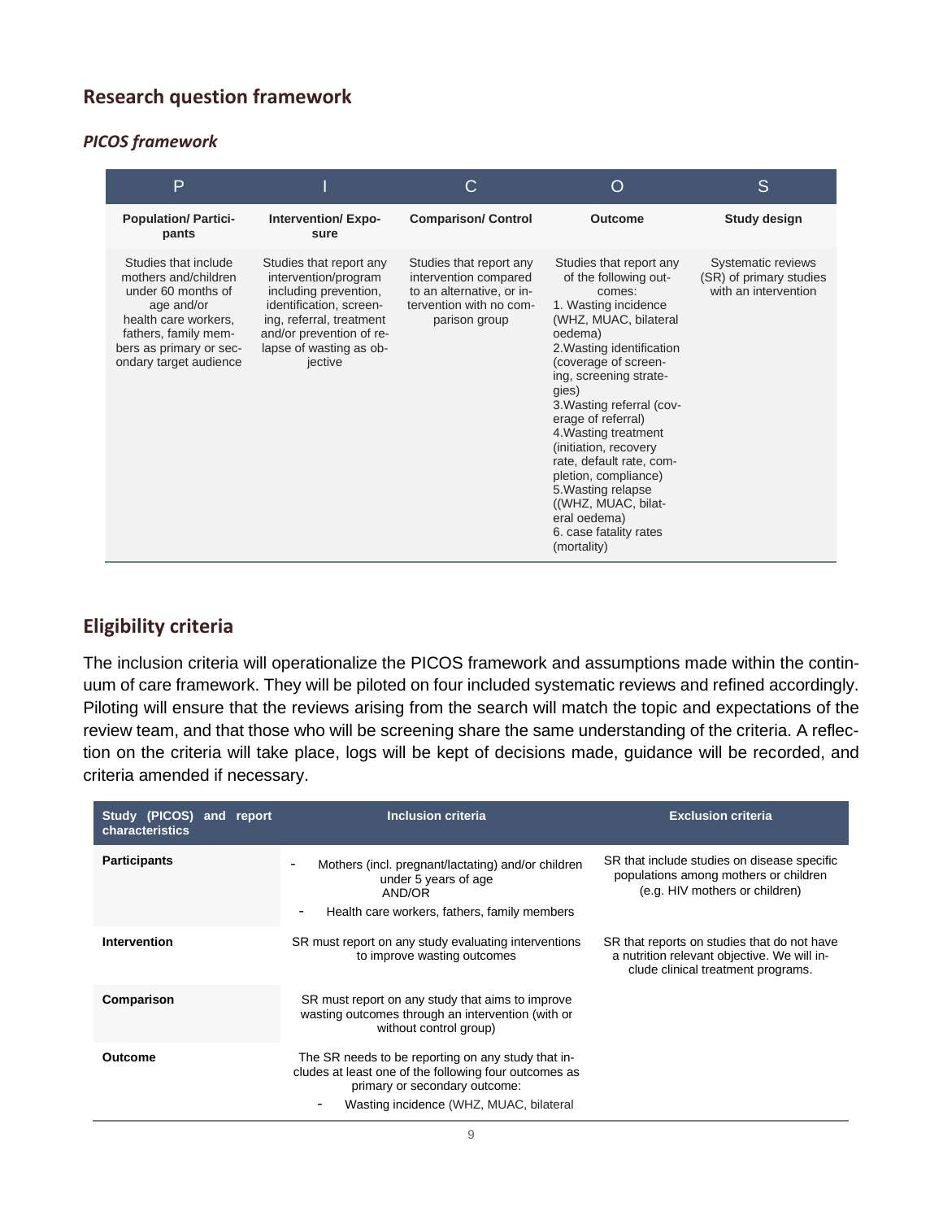## Research question framework

### *PICOS framework*

| P | I | C | O | S |
|---|---|---|---|---|
| **Population/ Participants** | **Intervention/ Exposure** | **Comparison/ Control** | **Outcome** | **Study design** |
| Studies that include mothers and/children under 60 months of age and/or health care workers, fathers, family members as primary or secondary target audience | Studies that report any intervention/program including prevention, identification, screening, referral, treatment and/or prevention of relapse of wasting as objective | Studies that report any intervention compared to an alternative, or intervention with no comparison group | Studies that report any of the following outcomes:<br>1. Wasting incidence (WHZ, MUAC, bilateral oedema)<br>2.Wasting identification (coverage of screening, screening strategies)<br>3.Wasting referral (coverage of referral)<br>4.Wasting treatment (initiation, recovery rate, default rate, completion, compliance)<br>5.Wasting relapse ((WHZ, MUAC, bilateral oedema)<br>6. case fatality rates (mortality) | Systematic reviews (SR) of primary studies with an intervention |

## Eligibility criteria

The inclusion criteria will operationalize the PICOS framework and assumptions made within the continuum of care framework. They will be piloted on four included systematic reviews and refined accordingly. Piloting will ensure that the reviews arising from the search will match the topic and expectations of the review team, and that those who will be screening share the same understanding of the criteria. A reflection on the criteria will take place, logs will be kept of decisions made, guidance will be recorded, and criteria amended if necessary.

| Study (PICOS) and report characteristics | Inclusion criteria | Exclusion criteria |
|---|---|---|
| **Participants** | - Mothers (incl. pregnant/lactating) and/or children under 5 years of age<br>AND/OR<br>- Health care workers, fathers, family members | SR that include studies on disease specific populations among mothers or children (e.g. HIV mothers or children) |
| **Intervention** | SR must report on any study evaluating interventions to improve wasting outcomes | SR that reports on studies that do not have a nutrition relevant objective. We will include clinical treatment programs. |
| **Comparison** | SR must report on any study that aims to improve wasting outcomes through an intervention (with or without control group) | |
| **Outcome** | The SR needs to be reporting on any study that includes at least one of the following four outcomes as primary or secondary outcome:<br>- Wasting incidence (WHZ, MUAC, bilateral | |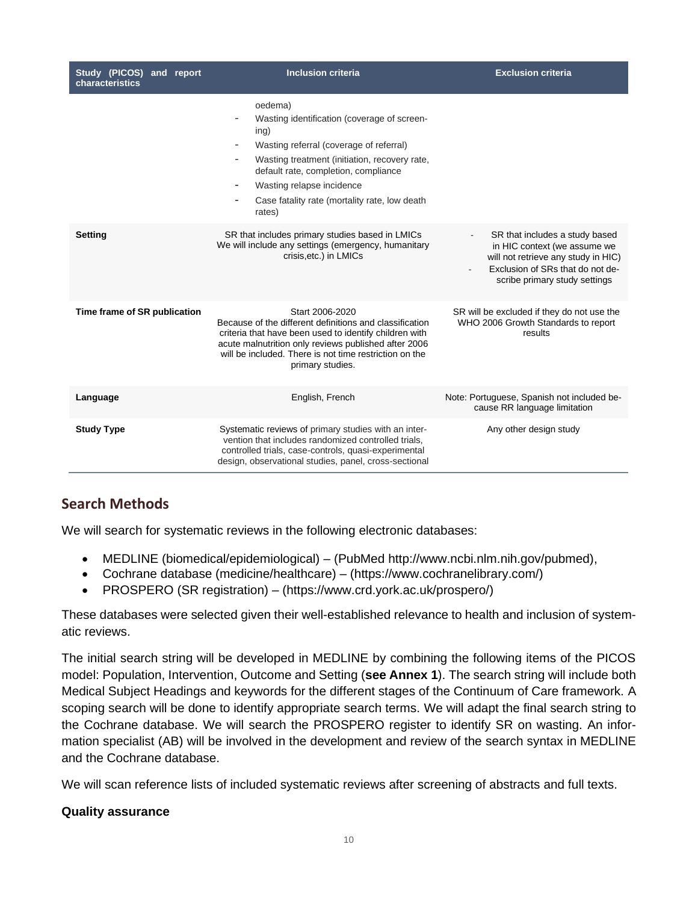| Study (PICOS) and report characteristics | Inclusion criteria | Exclusion criteria |
|---|---|---|
| | oedema)<br>- Wasting identification (coverage of screening)<br>- Wasting referral (coverage of referral)<br>- Wasting treatment (initiation, recovery rate, default rate, completion, compliance<br>- Wasting relapse incidence<br>- Case fatality rate (mortality rate, low death rates) | |
| **Setting** | SR that includes primary studies based in LMICs<br>We will include any settings (emergency, humanitary crisis,etc.) in LMICs | - SR that includes a study based in HIC context (we assume we will not retrieve any study in HIC)<br>- Exclusion of SRs that do not describe primary study settings |
| **Time frame of SR publication** | Start 2006-2020<br>Because of the different definitions and classification criteria that have been used to identify children with acute malnutrition only reviews published after 2006 will be included. There is not time restriction on the primary studies. | SR will be excluded if they do not use the WHO 2006 Growth Standards to report results |
| **Language** | English, French | Note: Portuguese, Spanish not included because RR language limitation |
| **Study Type** | Systematic reviews of primary studies with an intervention that includes randomized controlled trials, controlled trials, case-controls, quasi-experimental design, observational studies, panel, cross-sectional | Any other design study |

## Search Methods

We will search for systematic reviews in the following electronic databases:

- MEDLINE (biomedical/epidemiological) – (PubMed http://www.ncbi.nlm.nih.gov/pubmed),
- Cochrane database (medicine/healthcare) – (https://www.cochranelibrary.com/)
- PROSPERO (SR registration) – (https://www.crd.york.ac.uk/prospero/)

These databases were selected given their well-established relevance to health and inclusion of systematic reviews.

The initial search string will be developed in MEDLINE by combining the following items of the PICOS model: Population, Intervention, Outcome and Setting (**see Annex 1**). The search string will include both Medical Subject Headings and keywords for the different stages of the Continuum of Care framework. A scoping search will be done to identify appropriate search terms. We will adapt the final search string to the Cochrane database. We will search the PROSPERO register to identify SR on wasting. An information specialist (AB) will be involved in the development and review of the search syntax in MEDLINE and the Cochrane database.

We will scan reference lists of included systematic reviews after screening of abstracts and full texts.

### Quality assurance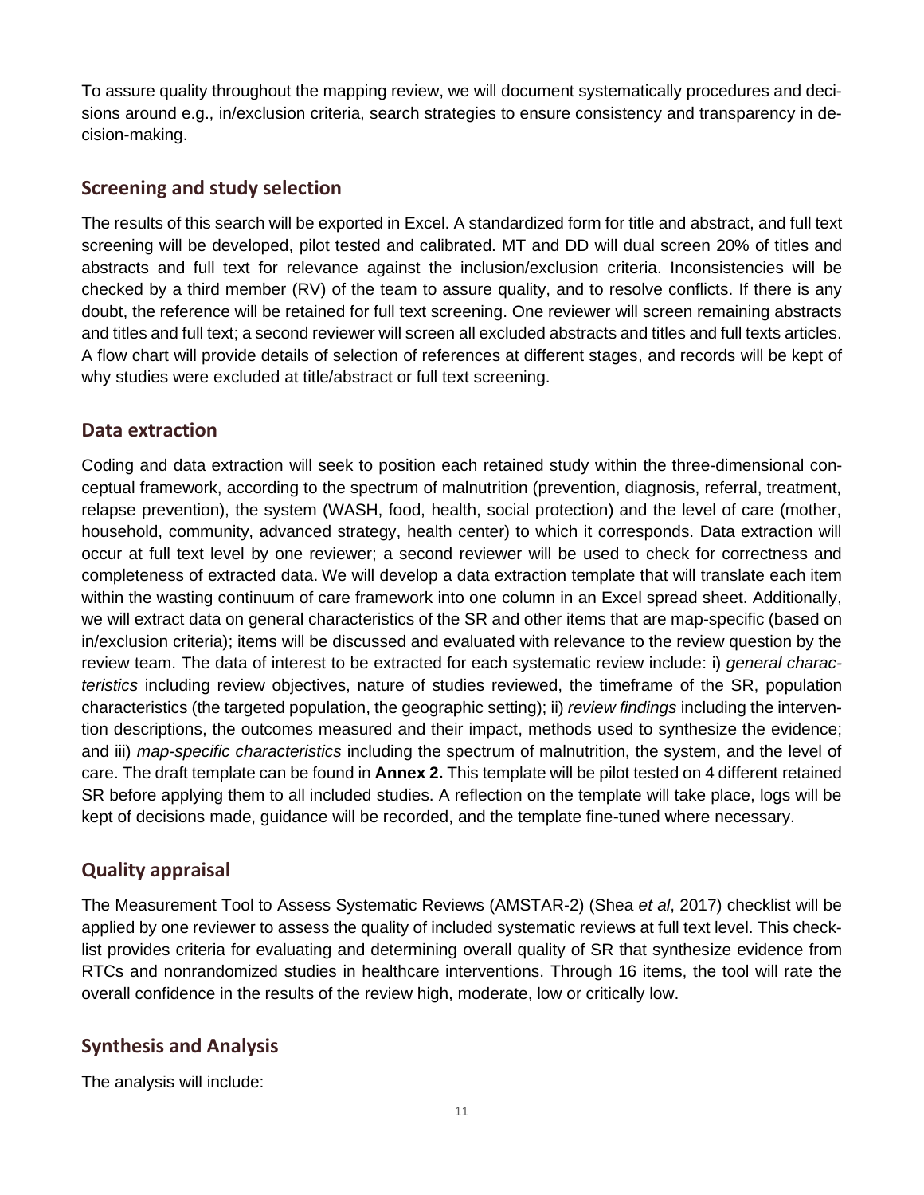To assure quality throughout the mapping review, we will document systematically procedures and decisions around e.g., in/exclusion criteria, search strategies to ensure consistency and transparency in decision-making.

## Screening and study selection

The results of this search will be exported in Excel. A standardized form for title and abstract, and full text screening will be developed, pilot tested and calibrated. MT and DD will dual screen 20% of titles and abstracts and full text for relevance against the inclusion/exclusion criteria. Inconsistencies will be checked by a third member (RV) of the team to assure quality, and to resolve conflicts. If there is any doubt, the reference will be retained for full text screening. One reviewer will screen remaining abstracts and titles and full text; a second reviewer will screen all excluded abstracts and titles and full texts articles. A flow chart will provide details of selection of references at different stages, and records will be kept of why studies were excluded at title/abstract or full text screening.

## Data extraction

Coding and data extraction will seek to position each retained study within the three-dimensional conceptual framework, according to the spectrum of malnutrition (prevention, diagnosis, referral, treatment, relapse prevention), the system (WASH, food, health, social protection) and the level of care (mother, household, community, advanced strategy, health center) to which it corresponds. Data extraction will occur at full text level by one reviewer; a second reviewer will be used to check for correctness and completeness of extracted data. We will develop a data extraction template that will translate each item within the wasting continuum of care framework into one column in an Excel spread sheet. Additionally, we will extract data on general characteristics of the SR and other items that are map-specific (based on in/exclusion criteria); items will be discussed and evaluated with relevance to the review question by the review team. The data of interest to be extracted for each systematic review include: i) *general characteristics* including review objectives, nature of studies reviewed, the timeframe of the SR, population characteristics (the targeted population, the geographic setting); ii) *review findings* including the intervention descriptions, the outcomes measured and their impact, methods used to synthesize the evidence; and iii) *map-specific characteristics* including the spectrum of malnutrition, the system, and the level of care. The draft template can be found in **Annex 2.** This template will be pilot tested on 4 different retained SR before applying them to all included studies. A reflection on the template will take place, logs will be kept of decisions made, guidance will be recorded, and the template fine-tuned where necessary.

## Quality appraisal

The Measurement Tool to Assess Systematic Reviews (AMSTAR-2) (Shea *et al*, 2017) checklist will be applied by one reviewer to assess the quality of included systematic reviews at full text level. This checklist provides criteria for evaluating and determining overall quality of SR that synthesize evidence from RTCs and nonrandomized studies in healthcare interventions. Through 16 items, the tool will rate the overall confidence in the results of the review high, moderate, low or critically low.

## Synthesis and Analysis

The analysis will include: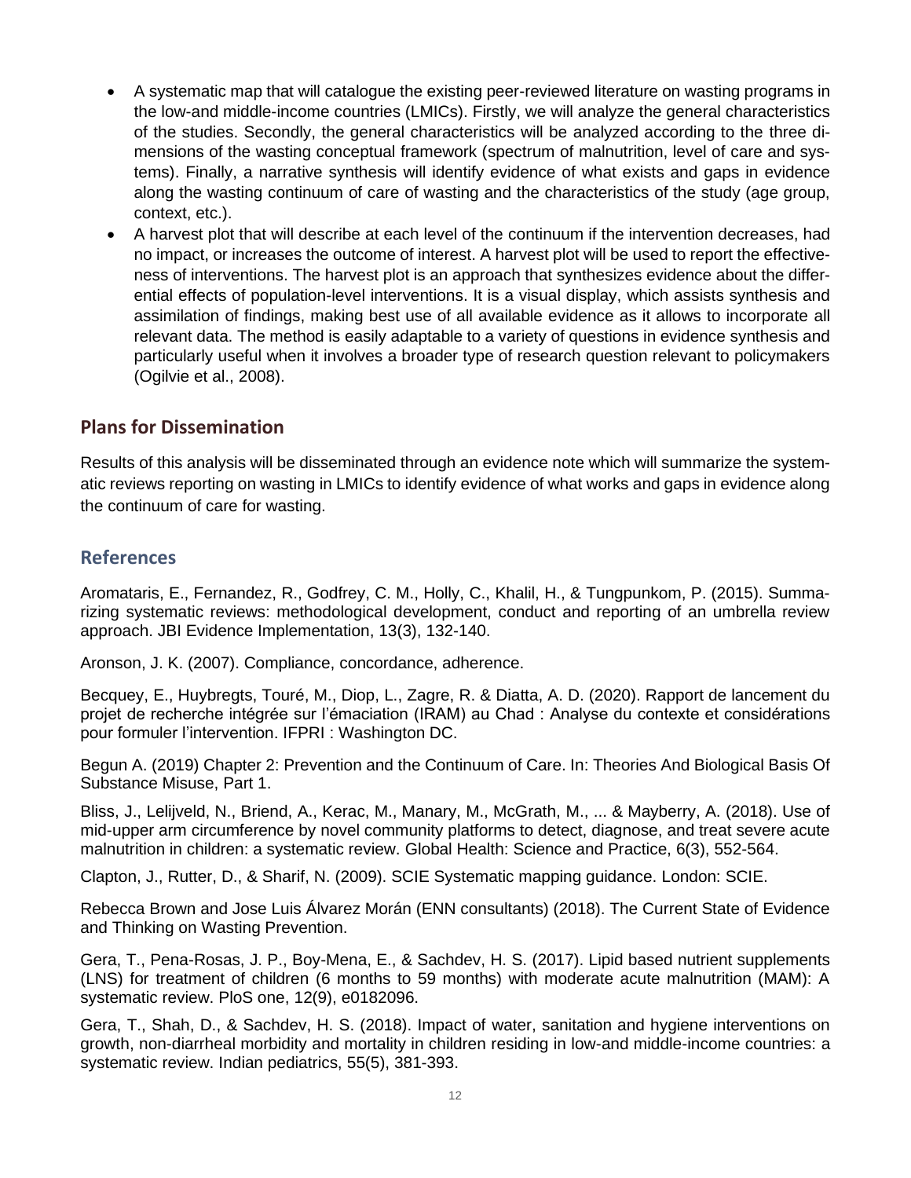- A systematic map that will catalogue the existing peer-reviewed literature on wasting programs in the low-and middle-income countries (LMICs). Firstly, we will analyze the general characteristics of the studies. Secondly, the general characteristics will be analyzed according to the three dimensions of the wasting conceptual framework (spectrum of malnutrition, level of care and systems). Finally, a narrative synthesis will identify evidence of what exists and gaps in evidence along the wasting continuum of care of wasting and the characteristics of the study (age group, context, etc.).
- A harvest plot that will describe at each level of the continuum if the intervention decreases, had no impact, or increases the outcome of interest. A harvest plot will be used to report the effectiveness of interventions. The harvest plot is an approach that synthesizes evidence about the differential effects of population-level interventions. It is a visual display, which assists synthesis and assimilation of findings, making best use of all available evidence as it allows to incorporate all relevant data. The method is easily adaptable to a variety of questions in evidence synthesis and particularly useful when it involves a broader type of research question relevant to policymakers (Ogilvie et al., 2008).

## Plans for Dissemination

Results of this analysis will be disseminated through an evidence note which will summarize the systematic reviews reporting on wasting in LMICs to identify evidence of what works and gaps in evidence along the continuum of care for wasting.

## References

Aromataris, E., Fernandez, R., Godfrey, C. M., Holly, C., Khalil, H., & Tungpunkom, P. (2015). Summarizing systematic reviews: methodological development, conduct and reporting of an umbrella review approach. JBI Evidence Implementation, 13(3), 132-140.

Aronson, J. K. (2007). Compliance, concordance, adherence.

Becquey, E., Huybregts, Touré, M., Diop, L., Zagre, R. & Diatta, A. D. (2020). Rapport de lancement du projet de recherche intégrée sur l'émaciation (IRAM) au Chad : Analyse du contexte et considérations pour formuler l'intervention. IFPRI : Washington DC.

Begun A. (2019) Chapter 2: Prevention and the Continuum of Care. In: Theories And Biological Basis Of Substance Misuse, Part 1.

Bliss, J., Lelijveld, N., Briend, A., Kerac, M., Manary, M., McGrath, M., ... & Mayberry, A. (2018). Use of mid-upper arm circumference by novel community platforms to detect, diagnose, and treat severe acute malnutrition in children: a systematic review. Global Health: Science and Practice, 6(3), 552-564.

Clapton, J., Rutter, D., & Sharif, N. (2009). SCIE Systematic mapping guidance. London: SCIE.

Rebecca Brown and Jose Luis Álvarez Morán (ENN consultants) (2018). The Current State of Evidence and Thinking on Wasting Prevention.

Gera, T., Pena-Rosas, J. P., Boy-Mena, E., & Sachdev, H. S. (2017). Lipid based nutrient supplements (LNS) for treatment of children (6 months to 59 months) with moderate acute malnutrition (MAM): A systematic review. PloS one, 12(9), e0182096.

Gera, T., Shah, D., & Sachdev, H. S. (2018). Impact of water, sanitation and hygiene interventions on growth, non-diarrheal morbidity and mortality in children residing in low-and middle-income countries: a systematic review. Indian pediatrics, 55(5), 381-393.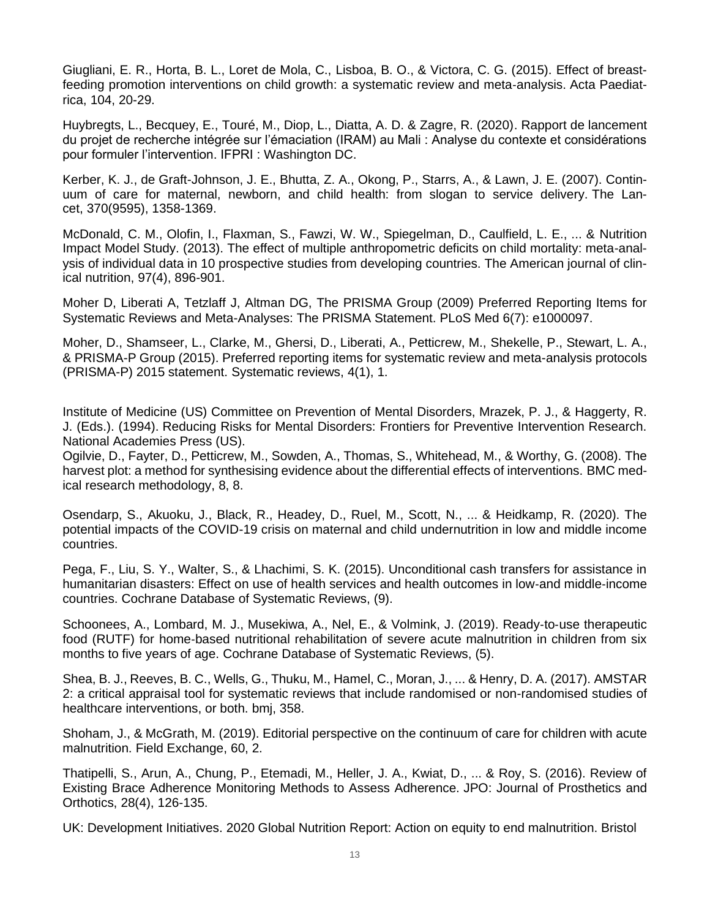Giugliani, E. R., Horta, B. L., Loret de Mola, C., Lisboa, B. O., & Victora, C. G. (2015). Effect of breastfeeding promotion interventions on child growth: a systematic review and meta-analysis. Acta Paediatrica, 104, 20-29.

Huybregts, L., Becquey, E., Touré, M., Diop, L., Diatta, A. D. & Zagre, R. (2020). Rapport de lancement du projet de recherche intégrée sur l'émaciation (IRAM) au Mali : Analyse du contexte et considérations pour formuler l'intervention. IFPRI : Washington DC.

Kerber, K. J., de Graft-Johnson, J. E., Bhutta, Z. A., Okong, P., Starrs, A., & Lawn, J. E. (2007). Continuum of care for maternal, newborn, and child health: from slogan to service delivery. The Lancet, 370(9595), 1358-1369.

McDonald, C. M., Olofin, I., Flaxman, S., Fawzi, W. W., Spiegelman, D., Caulfield, L. E., ... & Nutrition Impact Model Study. (2013). The effect of multiple anthropometric deficits on child mortality: meta-analysis of individual data in 10 prospective studies from developing countries. The American journal of clinical nutrition, 97(4), 896-901.

Moher D, Liberati A, Tetzlaff J, Altman DG, The PRISMA Group (2009) Preferred Reporting Items for Systematic Reviews and Meta-Analyses: The PRISMA Statement. PLoS Med 6(7): e1000097.

Moher, D., Shamseer, L., Clarke, M., Ghersi, D., Liberati, A., Petticrew, M., Shekelle, P., Stewart, L. A., & PRISMA-P Group (2015). Preferred reporting items for systematic review and meta-analysis protocols (PRISMA-P) 2015 statement. Systematic reviews, 4(1), 1.

Institute of Medicine (US) Committee on Prevention of Mental Disorders, Mrazek, P. J., & Haggerty, R. J. (Eds.). (1994). Reducing Risks for Mental Disorders: Frontiers for Preventive Intervention Research. National Academies Press (US).

Ogilvie, D., Fayter, D., Petticrew, M., Sowden, A., Thomas, S., Whitehead, M., & Worthy, G. (2008). The harvest plot: a method for synthesising evidence about the differential effects of interventions. BMC medical research methodology, 8, 8.

Osendarp, S., Akuoku, J., Black, R., Headey, D., Ruel, M., Scott, N., ... & Heidkamp, R. (2020). The potential impacts of the COVID-19 crisis on maternal and child undernutrition in low and middle income countries.

Pega, F., Liu, S. Y., Walter, S., & Lhachimi, S. K. (2015). Unconditional cash transfers for assistance in humanitarian disasters: Effect on use of health services and health outcomes in low-and middle-income countries. Cochrane Database of Systematic Reviews, (9).

Schoonees, A., Lombard, M. J., Musekiwa, A., Nel, E., & Volmink, J. (2019). Ready-to-use therapeutic food (RUTF) for home-based nutritional rehabilitation of severe acute malnutrition in children from six months to five years of age. Cochrane Database of Systematic Reviews, (5).

Shea, B. J., Reeves, B. C., Wells, G., Thuku, M., Hamel, C., Moran, J., ... & Henry, D. A. (2017). AMSTAR 2: a critical appraisal tool for systematic reviews that include randomised or non-randomised studies of healthcare interventions, or both. bmj, 358.

Shoham, J., & McGrath, M. (2019). Editorial perspective on the continuum of care for children with acute malnutrition. Field Exchange, 60, 2.

Thatipelli, S., Arun, A., Chung, P., Etemadi, M., Heller, J. A., Kwiat, D., ... & Roy, S. (2016). Review of Existing Brace Adherence Monitoring Methods to Assess Adherence. JPO: Journal of Prosthetics and Orthotics, 28(4), 126-135.

UK: Development Initiatives. 2020 Global Nutrition Report: Action on equity to end malnutrition. Bristol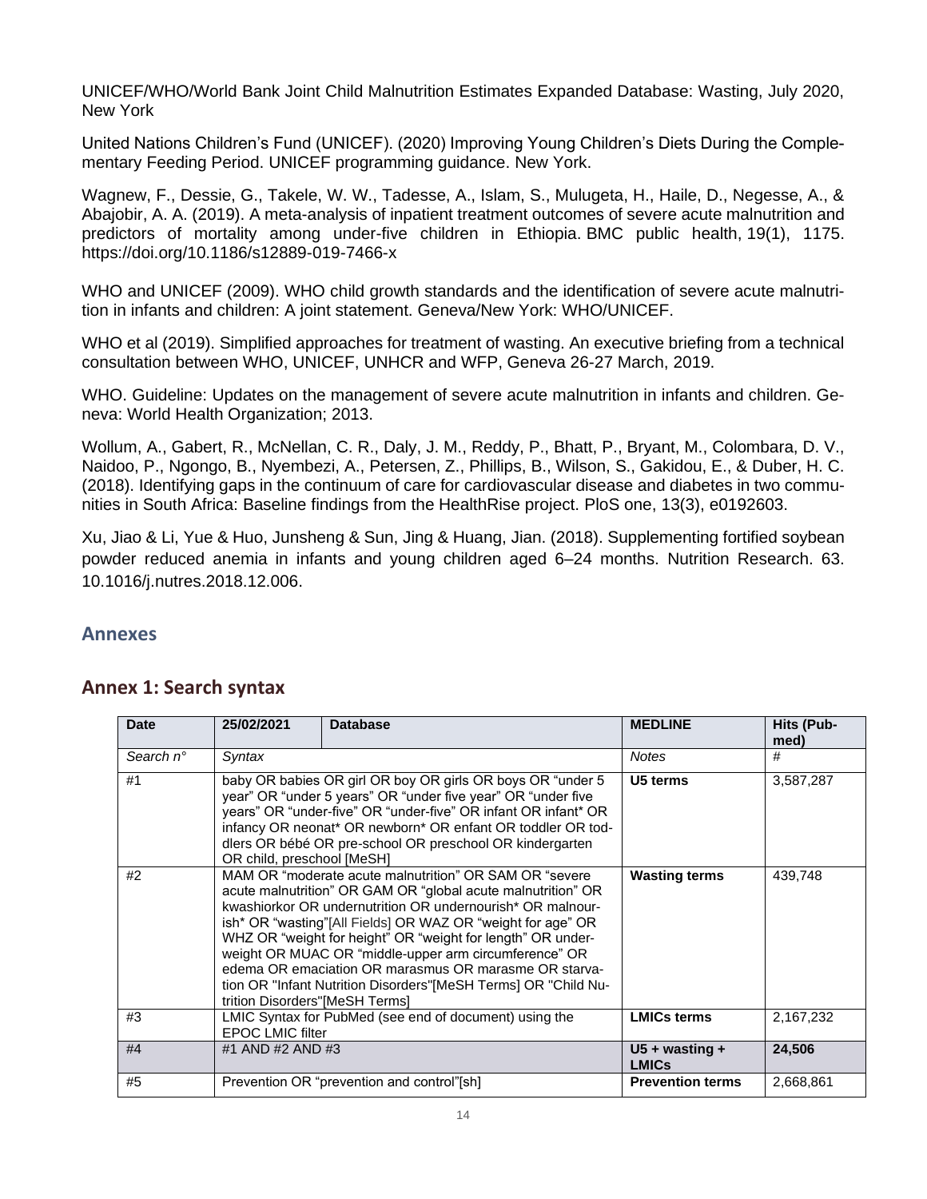UNICEF/WHO/World Bank Joint Child Malnutrition Estimates Expanded Database: Wasting, July 2020, New York

United Nations Children's Fund (UNICEF). (2020) Improving Young Children's Diets During the Complementary Feeding Period. UNICEF programming guidance. New York.

Wagnew, F., Dessie, G., Takele, W. W., Tadesse, A., Islam, S., Mulugeta, H., Haile, D., Negesse, A., & Abajobir, A. A. (2019). A meta-analysis of inpatient treatment outcomes of severe acute malnutrition and predictors of mortality among under-five children in Ethiopia. BMC public health, 19(1), 1175. https://doi.org/10.1186/s12889-019-7466-x

WHO and UNICEF (2009). WHO child growth standards and the identification of severe acute malnutrition in infants and children: A joint statement. Geneva/New York: WHO/UNICEF.

WHO et al (2019). Simplified approaches for treatment of wasting. An executive briefing from a technical consultation between WHO, UNICEF, UNHCR and WFP, Geneva 26-27 March, 2019.

WHO. Guideline: Updates on the management of severe acute malnutrition in infants and children. Geneva: World Health Organization; 2013.

Wollum, A., Gabert, R., McNellan, C. R., Daly, J. M., Reddy, P., Bhatt, P., Bryant, M., Colombara, D. V., Naidoo, P., Ngongo, B., Nyembezi, A., Petersen, Z., Phillips, B., Wilson, S., Gakidou, E., & Duber, H. C. (2018). Identifying gaps in the continuum of care for cardiovascular disease and diabetes in two communities in South Africa: Baseline findings from the HealthRise project. PloS one, 13(3), e0192603.

Xu, Jiao & Li, Yue & Huo, Junsheng & Sun, Jing & Huang, Jian. (2018). Supplementing fortified soybean powder reduced anemia in infants and young children aged 6–24 months. Nutrition Research. 63. 10.1016/j.nutres.2018.12.006.

## Annexes

## Annex 1: Search syntax

| Date | 25/02/2021 | Database | MEDLINE | Hits (Pub-med) |
|---|---|---|---|---|
| *Search n°* | *Syntax* | | *Notes* | *#* |
| #1 | baby OR babies OR girl OR boy OR girls OR boys OR "under 5 year" OR "under 5 years" OR "under five year" OR "under five years" OR "under-five" OR "under-five" OR infant OR infant* OR infancy OR neonat* OR newborn* OR enfant OR toddler OR toddlers OR bébé OR pre-school OR preschool OR kindergarten OR child, preschool [MeSH] | | **U5 terms** | 3,587,287 |
| #2 | MAM OR "moderate acute malnutrition" OR SAM OR "severe acute malnutrition" OR GAM OR "global acute malnutrition" OR kwashiorkor OR undernutrition OR undernourish* OR malnourish* OR "wasting"[All Fields] OR WAZ OR "weight for age" OR WHZ OR "weight for height" OR "weight for length" OR underweight OR MUAC OR "middle-upper arm circumference" OR edema OR emaciation OR marasmus OR marasme OR starvation OR "Infant Nutrition Disorders"[MeSH Terms] OR "Child Nutrition Disorders"[MeSH Terms] | | **Wasting terms** | 439,748 |
| #3 | LMIC Syntax for PubMed (see end of document) using the EPOC LMIC filter | | **LMICs terms** | 2,167,232 |
| #4 | #1 AND #2 AND #3 | | **U5 + wasting + LMICs** | **24,506** |
| #5 | Prevention OR "prevention and control"[sh] | | **Prevention terms** | 2,668,861 |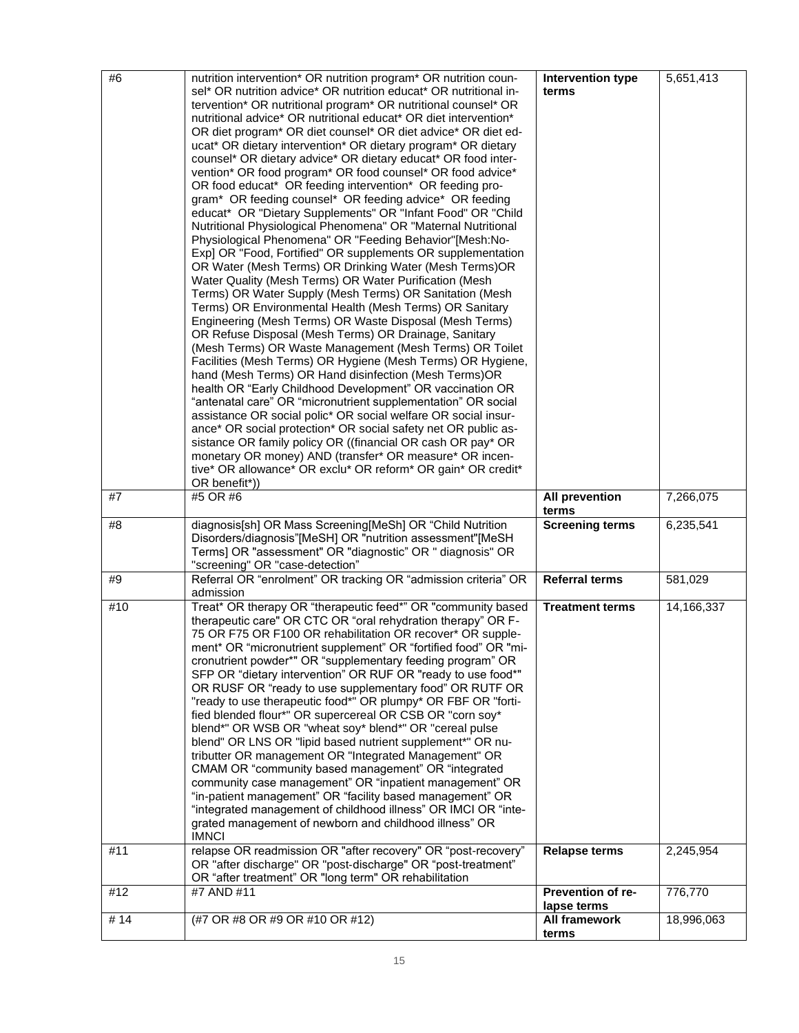| #6 | nutrition intervention* OR nutrition program* OR nutrition counsel* OR nutrition advice* OR nutrition educat* OR nutritional intervention* OR nutritional program* OR nutritional counsel* OR nutritional advice* OR nutritional educat* OR diet intervention* OR diet program* OR diet counsel* OR diet advice* OR diet educat* OR dietary intervention* OR dietary program* OR dietary counsel* OR dietary advice* OR dietary educat* OR food intervention* OR food program* OR food counsel* OR food advice* OR food educat* OR feeding intervention* OR feeding program* OR feeding counsel* OR feeding advice* OR feeding educat* OR "Dietary Supplements" OR "Infant Food" OR "Child Nutritional Physiological Phenomena" OR "Maternal Nutritional Physiological Phenomena" OR "Feeding Behavior"[Mesh:NoExp] OR "Food, Fortified" OR supplements OR supplementation OR Water (Mesh Terms) OR Drinking Water (Mesh Terms)OR Water Quality (Mesh Terms) OR Water Purification (Mesh Terms) OR Water Supply (Mesh Terms) OR Sanitation (Mesh Terms) OR Environmental Health (Mesh Terms) OR Sanitary Engineering (Mesh Terms) OR Waste Disposal (Mesh Terms) OR Refuse Disposal (Mesh Terms) OR Drainage, Sanitary (Mesh Terms) OR Waste Management (Mesh Terms) OR Toilet Facilities (Mesh Terms) OR Hygiene (Mesh Terms) OR Hygiene, hand (Mesh Terms) OR Hand disinfection (Mesh Terms)OR health OR "Early Childhood Development" OR vaccination OR "antenatal care" OR "micronutrient supplementation" OR social assistance OR social polic* OR social welfare OR social insurance* OR social protection* OR social safety net OR public assistance OR family policy OR ((financial OR cash OR pay* OR monetary OR money) AND (transfer* OR measure* OR incentive* OR allowance* OR exclu* OR reform* OR gain* OR credit* OR benefit*)) | **Intervention type terms** | 5,651,413 |
|---|---|---|---|
| #7 | #5 OR #6 | **All prevention terms** | 7,266,075 |
| #8 | diagnosis[sh] OR Mass Screening[MeSh] OR "Child Nutrition Disorders/diagnosis"[MeSH] OR "nutrition assessment"[MeSH Terms] OR "assessment" OR "diagnostic" OR " diagnosis" OR "screening" OR "case-detection" | **Screening terms** | 6,235,541 |
| #9 | Referral OR "enrolment" OR tracking OR "admission criteria" OR admission | **Referral terms** | 581,029 |
| #10 | Treat* OR therapy OR "therapeutic feed*" OR "community based therapeutic care" OR CTC OR "oral rehydration therapy" OR F-75 OR F75 OR F100 OR rehabilitation OR recover* OR supplement* OR "micronutrient supplement" OR "fortified food" OR "micronutrient powder*" OR "supplementary feeding program" OR SFP OR "dietary intervention" OR RUF OR "ready to use food*" OR RUSF OR "ready to use supplementary food" OR RUTF OR "ready to use therapeutic food*" OR plumpy* OR FBF OR "fortified blended flour*" OR supercereal OR CSB OR "corn soy* blend*" OR WSB OR "wheat soy* blend*" OR "cereal pulse blend" OR LNS OR "lipid based nutrient supplement*" OR nutributter OR management OR "Integrated Management" OR CMAM OR "community based management" OR "integrated community case management" OR "inpatient management" OR "in-patient management" OR "facility based management" OR "integrated management of childhood illness" OR IMCI OR "integrated management of newborn and childhood illness" OR IMNCI | **Treatment terms** | 14,166,337 |
| #11 | relapse OR readmission OR "after recovery" OR "post-recovery" OR "after discharge" OR "post-discharge" OR "post-treatment" OR "after treatment" OR "long term" OR rehabilitation | **Relapse terms** | 2,245,954 |
| #12 | #7 AND #11 | **Prevention of relapse terms** | 776,770 |
| # 14 | (#7 OR #8 OR #9 OR #10 OR #12) | **All framework terms** | 18,996,063 |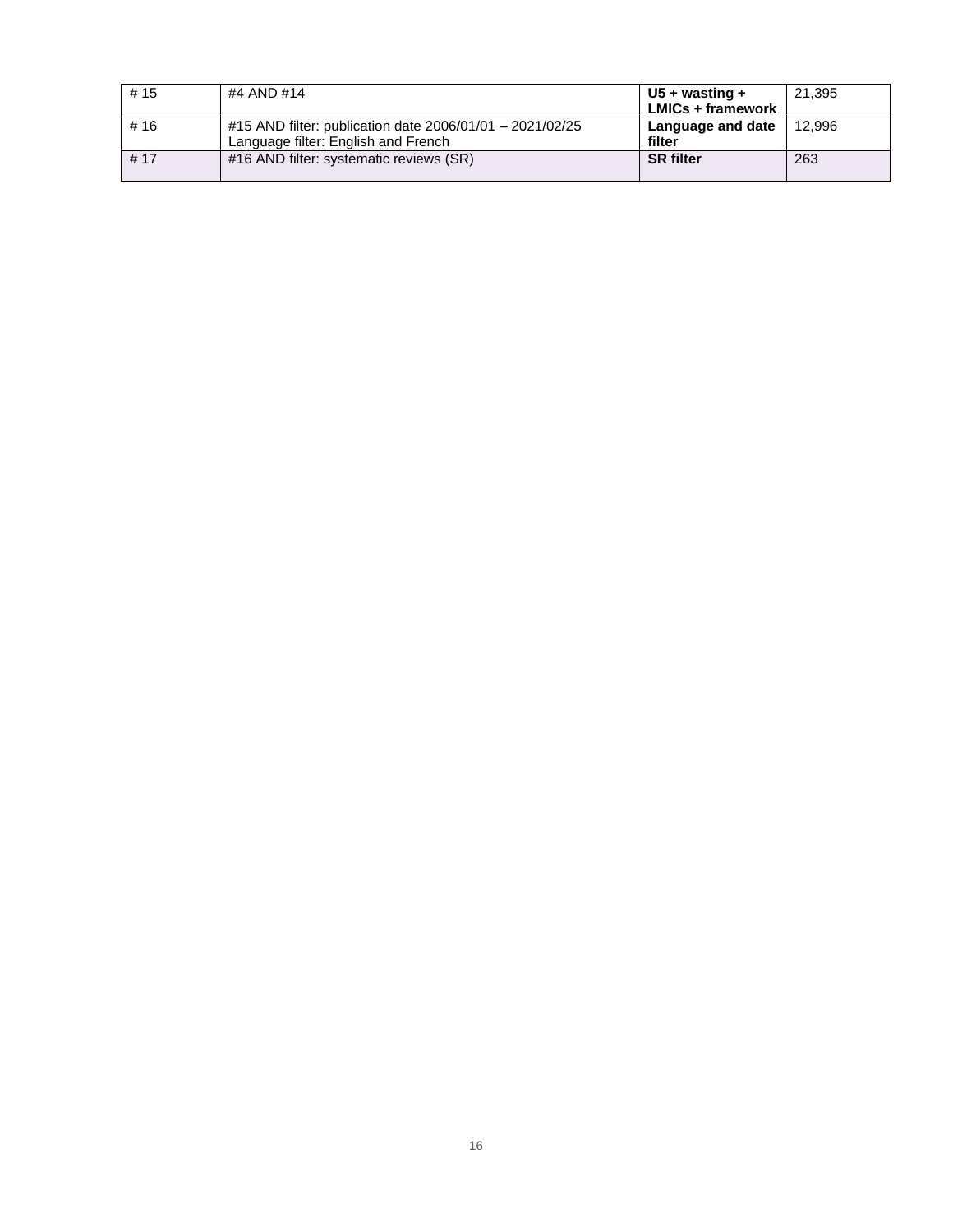| # 15 | #4 AND #14 | **U5 + wasting + LMICs + framework** | 21,395 |
|---|---|---|---|
| # 16 | #15 AND filter: publication date 2006/01/01 – 2021/02/25<br>Language filter: English and French | **Language and date filter** | 12,996 |
| # 17 | #16 AND filter: systematic reviews (SR) | **SR filter** | 263 |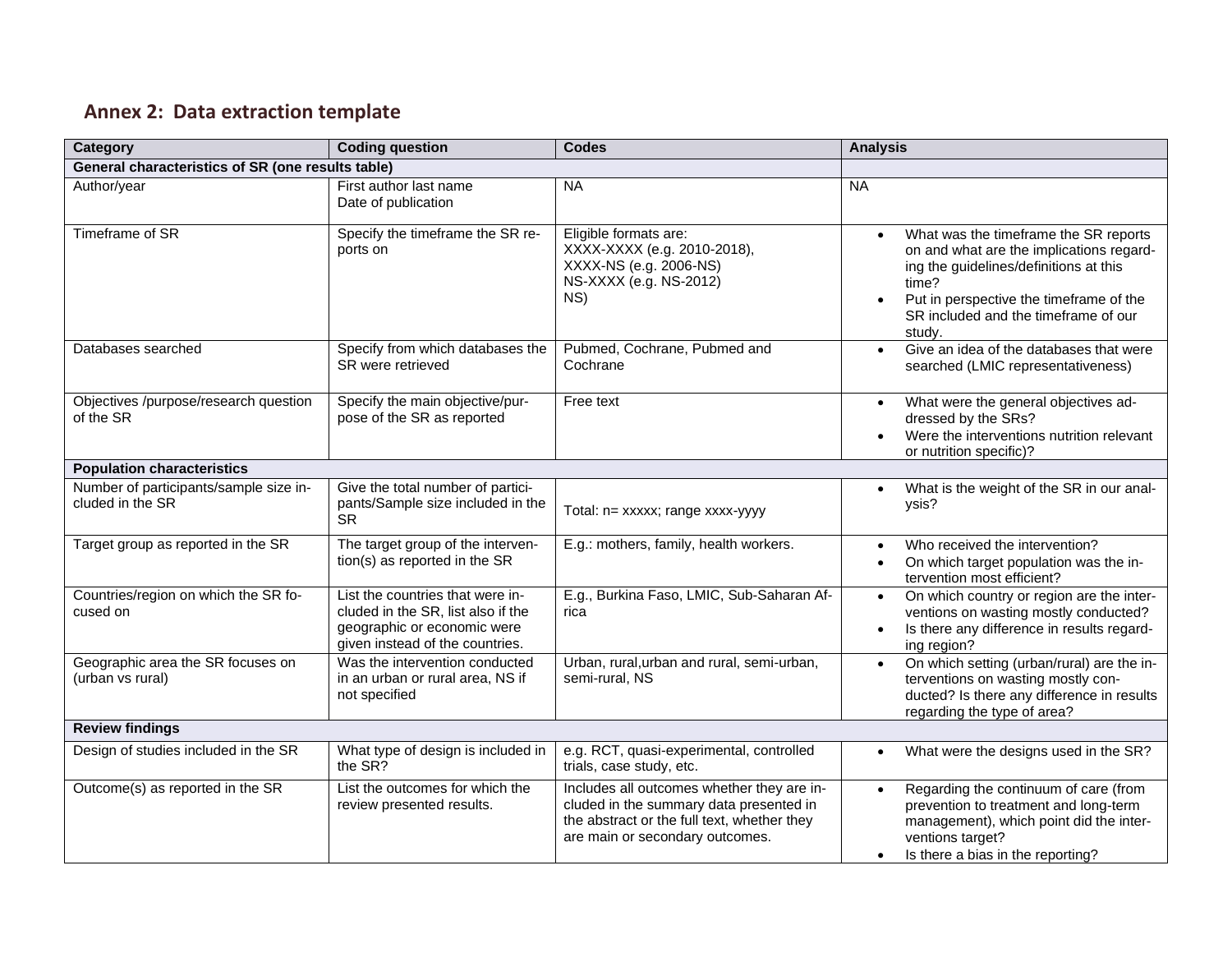## Annex 2: Data extraction template

| Category | Coding question | Codes | Analysis |
|---|---|---|---|
| **General characteristics of SR (one results table)** | | | |
| Author/year | First author last name<br>Date of publication | NA | NA |
| Timeframe of SR | Specify the timeframe the SR reports on | Eligible formats are:<br>XXXX-XXXX (e.g. 2010-2018),<br>XXXX-NS (e.g. 2006-NS)<br>NS-XXXX (e.g. NS-2012)<br>NS) | • What was the timeframe the SR reports on and what are the implications regarding the guidelines/definitions at this time?<br>• Put in perspective the timeframe of the SR included and the timeframe of our study. |
| Databases searched | Specify from which databases the SR were retrieved | Pubmed, Cochrane, Pubmed and Cochrane | • Give an idea of the databases that were searched (LMIC representativeness) |
| Objectives /purpose/research question of the SR | Specify the main objective/purpose of the SR as reported | Free text | • What were the general objectives addressed by the SRs?<br>• Were the interventions nutrition relevant or nutrition specific)? |
| **Population characteristics** | | | |
| Number of participants/sample size included in the SR | Give the total number of participants/Sample size included in the SR | Total: n= xxxxx; range xxxx-yyyy | • What is the weight of the SR in our analysis? |
| Target group as reported in the SR | The target group of the intervention(s) as reported in the SR | E.g.: mothers, family, health workers. | • Who received the intervention?<br>• On which target population was the intervention most efficient? |
| Countries/region on which the SR focused on | List the countries that were included in the SR, list also if the geographic or economic were given instead of the countries. | E.g., Burkina Faso, LMIC, Sub-Saharan Africa | • On which country or region are the interventions on wasting mostly conducted?<br>• Is there any difference in results regarding region? |
| Geographic area the SR focuses on (urban vs rural) | Was the intervention conducted in an urban or rural area, NS if not specified | Urban, rural,urban and rural, semi-urban, semi-rural, NS | • On which setting (urban/rural) are the interventions on wasting mostly conducted? Is there any difference in results regarding the type of area? |
| **Review findings** | | | |
| Design of studies included in the SR | What type of design is included in the SR? | e.g. RCT, quasi-experimental, controlled trials, case study, etc. | • What were the designs used in the SR? |
| Outcome(s) as reported in the SR | List the outcomes for which the review presented results. | Includes all outcomes whether they are included in the summary data presented in the abstract or the full text, whether they are main or secondary outcomes. | • Regarding the continuum of care (from prevention to treatment and long-term management), which point did the interventions target?<br>• Is there a bias in the reporting? |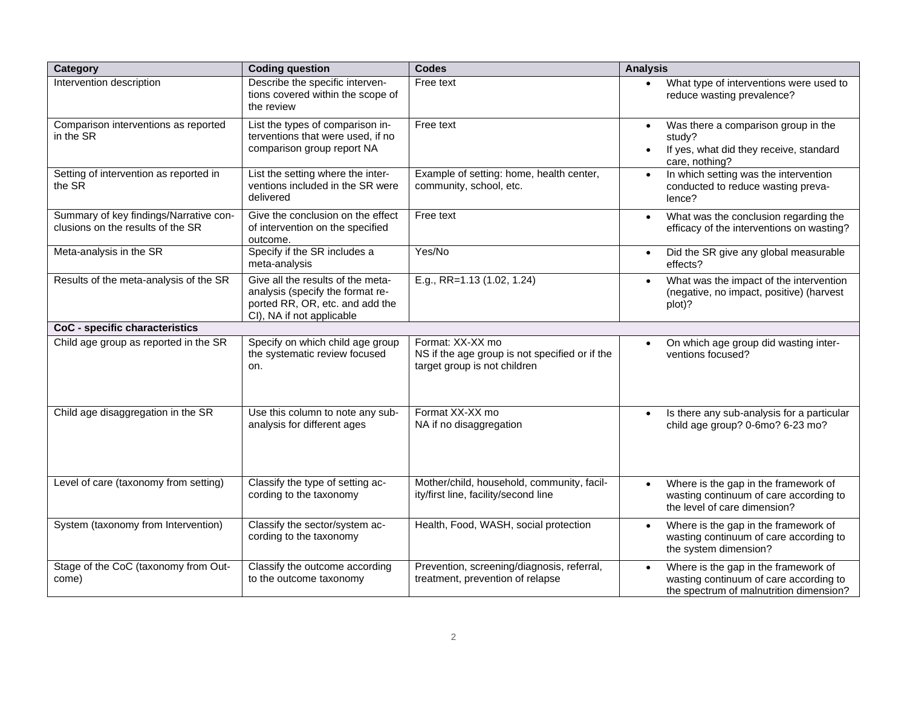| Category | Coding question | Codes | Analysis |
|---|---|---|---|
| Intervention description | Describe the specific interventions covered within the scope of the review | Free text | • What type of interventions were used to reduce wasting prevalence? |
| Comparison interventions as reported in the SR | List the types of comparison interventions that were used, if no comparison group report NA | Free text | • Was there a comparison group in the study? • If yes, what did they receive, standard care, nothing? |
| Setting of intervention as reported in the SR | List the setting where the interventions included in the SR were delivered | Example of setting: home, health center, community, school, etc. | • In which setting was the intervention conducted to reduce wasting prevalence? |
| Summary of key findings/Narrative conclusions on the results of the SR | Give the conclusion on the effect of intervention on the specified outcome. | Free text | • What was the conclusion regarding the efficacy of the interventions on wasting? |
| Meta-analysis in the SR | Specify if the SR includes a meta-analysis | Yes/No | • Did the SR give any global measurable effects? |
| Results of the meta-analysis of the SR | Give all the results of the meta-analysis (specify the format reported RR, OR, etc. and add the CI), NA if not applicable | E.g., RR=1.13 (1.02, 1.24) | • What was the impact of the intervention (negative, no impact, positive) (harvest plot)? |
| **CoC - specific characteristics** | | | |
| Child age group as reported in the SR | Specify on which child age group the systematic review focused on. | Format: XX-XX mo NS if the age group is not specified or if the target group is not children | • On which age group did wasting interventions focused? |
| Child age disaggregation in the SR | Use this column to note any sub-analysis for different ages | Format XX-XX mo NA if no disaggregation | • Is there any sub-analysis for a particular child age group? 0-6mo? 6-23 mo? |
| Level of care (taxonomy from setting) | Classify the type of setting according to the taxonomy | Mother/child, household, community, facility/first line, facility/second line | • Where is the gap in the framework of wasting continuum of care according to the level of care dimension? |
| System (taxonomy from Intervention) | Classify the sector/system according to the taxonomy | Health, Food, WASH, social protection | • Where is the gap in the framework of wasting continuum of care according to the system dimension? |
| Stage of the CoC (taxonomy from Outcome) | Classify the outcome according to the outcome taxonomy | Prevention, screening/diagnosis, referral, treatment, prevention of relapse | • Where is the gap in the framework of wasting continuum of care according to the spectrum of malnutrition dimension? |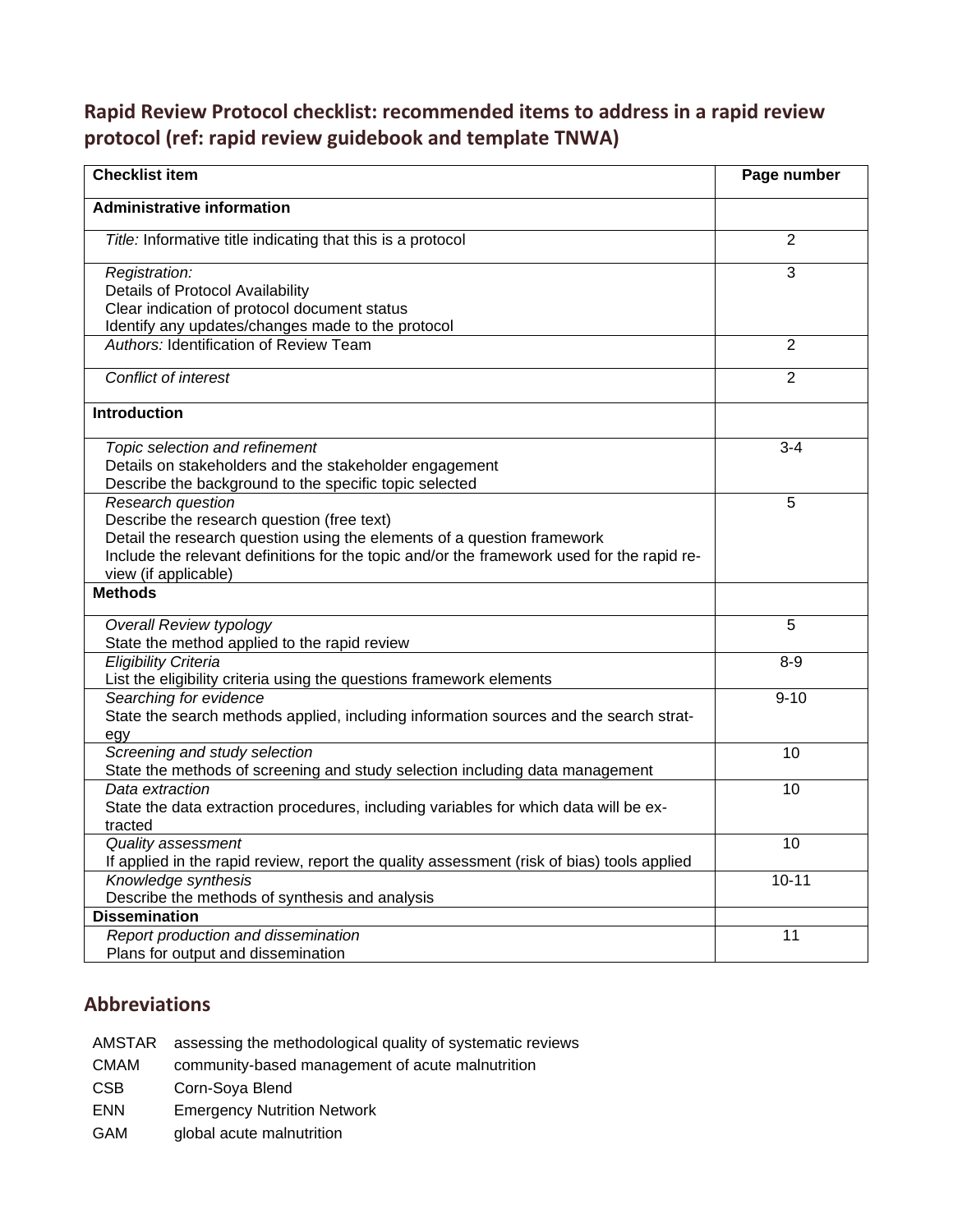## Rapid Review Protocol checklist: recommended items to address in a rapid review protocol (ref: rapid review guidebook and template TNWA)

| Checklist item | Page number |
|---|---|
| **Administrative information** | |
| *Title:* Informative title indicating that this is a protocol | 2 |
| *Registration:*<br>Details of Protocol Availability<br>Clear indication of protocol document status<br>Identify any updates/changes made to the protocol | 3 |
| *Authors:* Identification of Review Team | 2 |
| *Conflict of interest* | 2 |
| **Introduction** | |
| *Topic selection and refinement*<br>Details on stakeholders and the stakeholder engagement<br>Describe the background to the specific topic selected | 3-4 |
| *Research question*<br>Describe the research question (free text)<br>Detail the research question using the elements of a question framework<br>Include the relevant definitions for the topic and/or the framework used for the rapid review (if applicable) | 5 |
| **Methods** | |
| *Overall Review typology*<br>State the method applied to the rapid review | 5 |
| *Eligibility Criteria*<br>List the eligibility criteria using the questions framework elements | 8-9 |
| *Searching for evidence*<br>State the search methods applied, including information sources and the search strategy | 9-10 |
| *Screening and study selection*<br>State the methods of screening and study selection including data management | 10 |
| *Data extraction*<br>State the data extraction procedures, including variables for which data will be extracted | 10 |
| *Quality assessment*<br>If applied in the rapid review, report the quality assessment (risk of bias) tools applied | 10 |
| *Knowledge synthesis*<br>Describe the methods of synthesis and analysis | 10-11 |
| **Dissemination** | |
| *Report production and dissemination*<br>Plans for output and dissemination | 11 |

## Abbreviations

| | |
|---|---|
| AMSTAR | assessing the methodological quality of systematic reviews |
| CMAM | community-based management of acute malnutrition |
| CSB | Corn-Soya Blend |
| ENN | Emergency Nutrition Network |
| GAM | global acute malnutrition |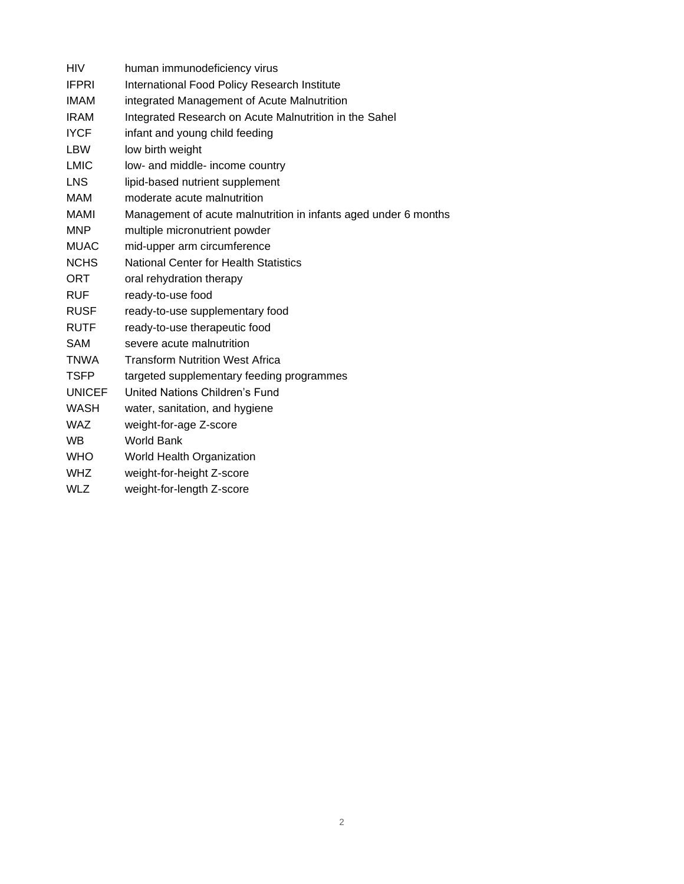| | |
|---|---|
| HIV | human immunodeficiency virus |
| IFPRI | International Food Policy Research Institute |
| IMAM | integrated Management of Acute Malnutrition |
| IRAM | Integrated Research on Acute Malnutrition in the Sahel |
| IYCF | infant and young child feeding |
| LBW | low birth weight |
| LMIC | low- and middle- income country |
| LNS | lipid-based nutrient supplement |
| MAM | moderate acute malnutrition |
| MAMI | Management of acute malnutrition in infants aged under 6 months |
| MNP | multiple micronutrient powder |
| MUAC | mid-upper arm circumference |
| NCHS | National Center for Health Statistics |
| ORT | oral rehydration therapy |
| RUF | ready-to-use food |
| RUSF | ready-to-use supplementary food |
| RUTF | ready-to-use therapeutic food |
| SAM | severe acute malnutrition |
| TNWA | Transform Nutrition West Africa |
| TSFP | targeted supplementary feeding programmes |
| UNICEF | United Nations Children's Fund |
| WASH | water, sanitation, and hygiene |
| WAZ | weight-for-age Z-score |
| WB | World Bank |
| WHO | World Health Organization |
| WHZ | weight-for-height Z-score |
| WLZ | weight-for-length Z-score |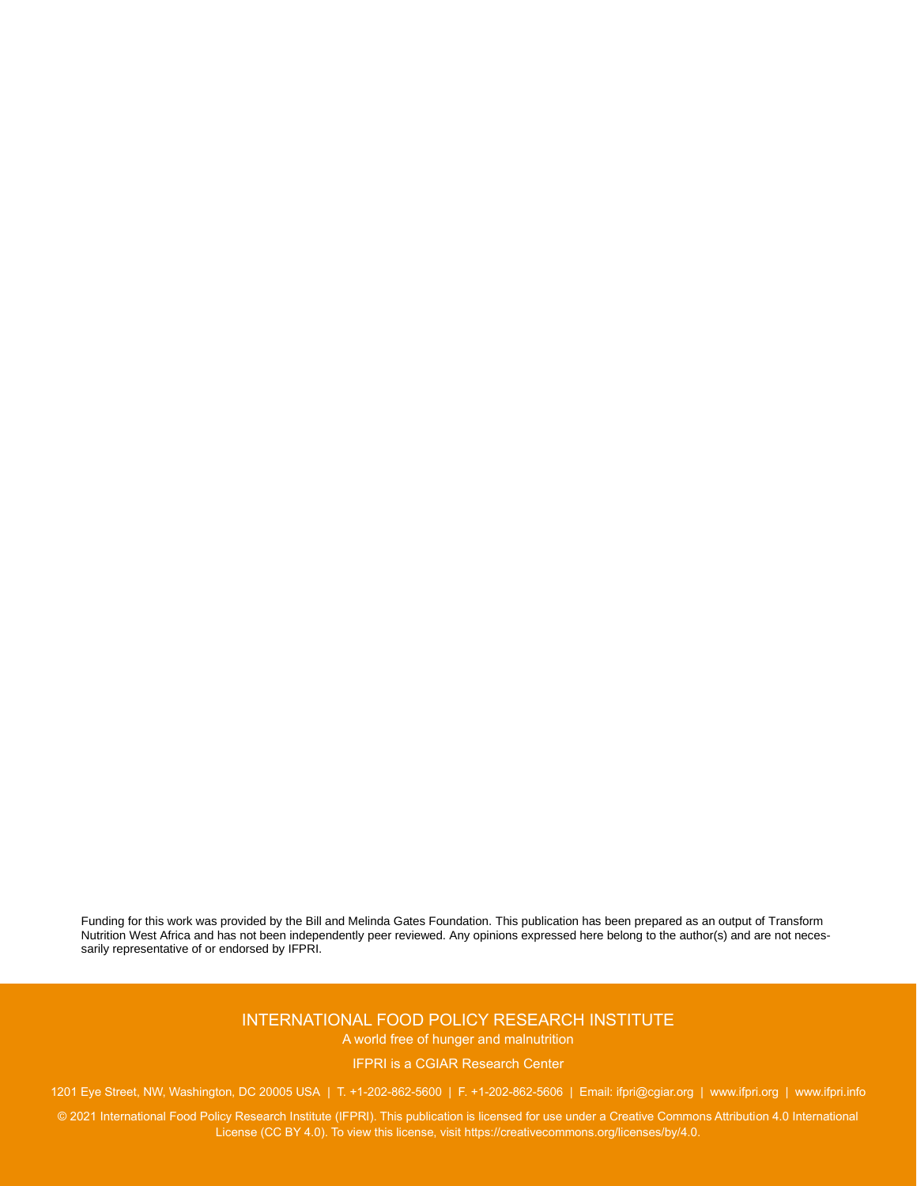Funding for this work was provided by the Bill and Melinda Gates Foundation. This publication has been prepared as an output of Transform Nutrition West Africa and has not been independently peer reviewed. Any opinions expressed here belong to the author(s) and are not necessarily representative of or endorsed by IFPRI.

INTERNATIONAL FOOD POLICY RESEARCH INSTITUTE

A world free of hunger and malnutrition

IFPRI is a CGIAR Research Center

1201 Eye Street, NW, Washington, DC 20005 USA | T. +1-202-862-5600 | F. +1-202-862-5606 | Email: ifpri@cgiar.org | www.ifpri.org | www.ifpri.info

© 2021 International Food Policy Research Institute (IFPRI). This publication is licensed for use under a Creative Commons Attribution 4.0 International License (CC BY 4.0). To view this license, visit https://creativecommons.org/licenses/by/4.0.